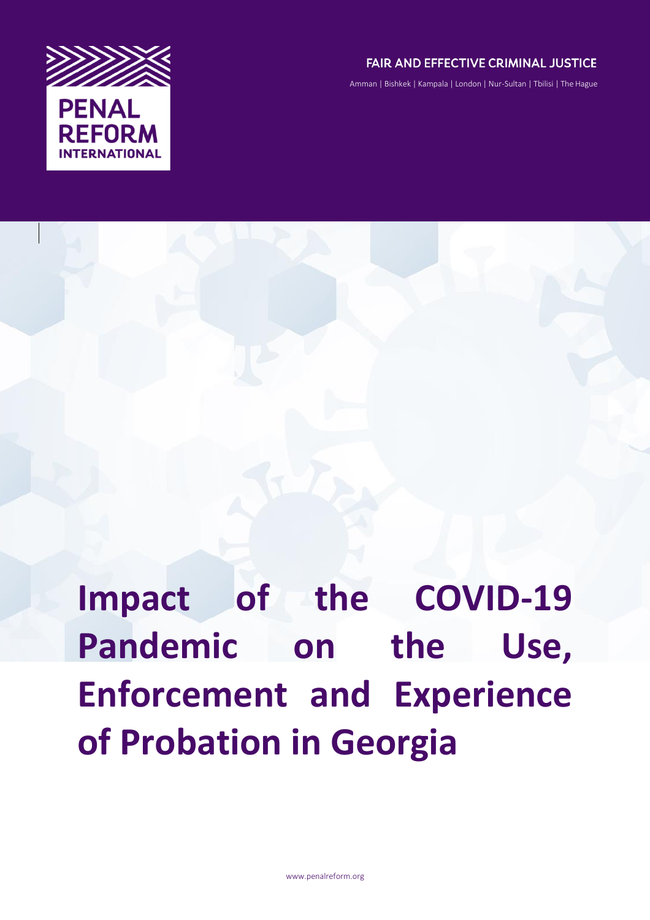PENAL REFORM INTERNATIONAL

FAIR AND EFFECTIVE CRIMINAL JUSTICE

Amman | Bishkek | Kampala | London | Nur-Sultan | Tbilisi | The Hague

# Impact of the COVID-19 Pandemic on the Use, Enforcement and Experience of Probation in Georgia

www.penalreform.org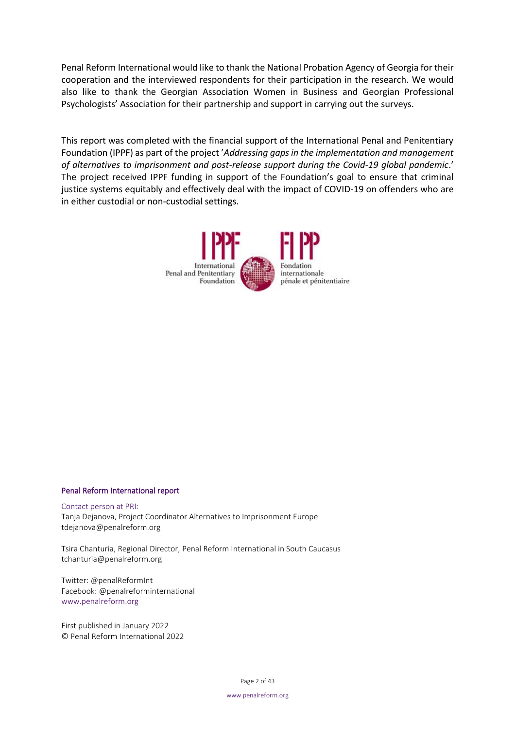Penal Reform International would like to thank the National Probation Agency of Georgia for their cooperation and the interviewed respondents for their participation in the research. We would also like to thank the Georgian Association Women in Business and Georgian Professional Psychologists' Association for their partnership and support in carrying out the surveys.

This report was completed with the financial support of the International Penal and Penitentiary Foundation (IPPF) as part of the project '*Addressing gaps in the implementation and management of alternatives to imprisonment and post-release support during the Covid-19 global pandemic*.' The project received IPPF funding in support of the Foundation's goal to ensure that criminal justice systems equitably and effectively deal with the impact of COVID-19 on offenders who are in either custodial or non-custodial settings.

IPPF International Penal and Penitentiary Foundation — FIPP Fondation internationale pénale et pénitentiaire

Penal Reform International report

Contact person at PRI:
Tanja Dejanova, Project Coordinator Alternatives to Imprisonment Europe
tdejanova@penalreform.org

Tsira Chanturia, Regional Director, Penal Reform International in South Caucasus
tchanturia@penalreform.org

Twitter: @penalReformInt
Facebook: @penalreforminternational
www.penalreform.org

First published in January 2022
© Penal Reform International 2022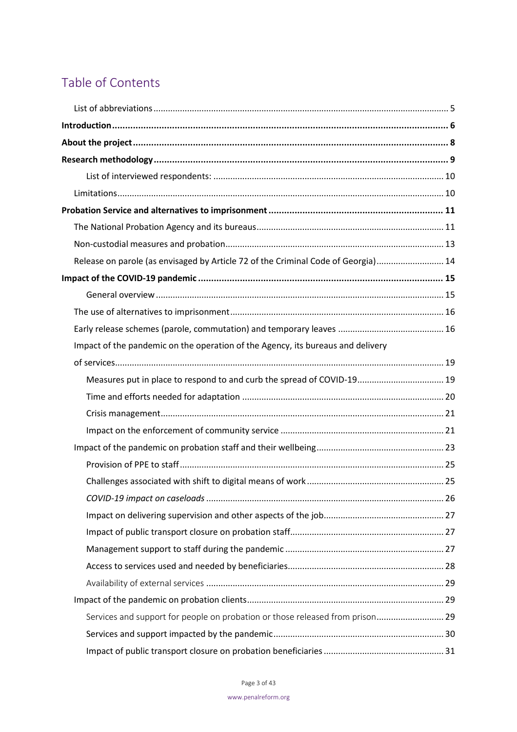# Table of Contents

List of abbreviations ........ 5

**Introduction ........ 6**

**About the project ........ 8**

**Research methodology ........ 9**

- List of interviewed respondents: ........ 10

Limitations ........ 10

**Probation Service and alternatives to imprisonment ........ 11**

The National Probation Agency and its bureaus ........ 11

Non-custodial measures and probation ........ 13

Release on parole (as envisaged by Article 72 of the Criminal Code of Georgia) ........ 14

**Impact of the COVID-19 pandemic ........ 15**

- General overview ........ 15

The use of alternatives to imprisonment ........ 16

Early release schemes (parole, commutation) and temporary leaves ........ 16

Impact of the pandemic on the operation of the Agency, its bureaus and delivery of services ........ 19

- Measures put in place to respond to and curb the spread of COVID-19 ........ 19
- Time and efforts needed for adaptation ........ 20
- Crisis management ........ 21
- Impact on the enforcement of community service ........ 21

Impact of the pandemic on probation staff and their wellbeing ........ 23

- Provision of PPE to staff ........ 25
- Challenges associated with shift to digital means of work ........ 25
- *COVID-19 impact on caseloads* ........ 26
- Impact on delivering supervision and other aspects of the job ........ 27
- Impact of public transport closure on probation staff ........ 27
- Management support to staff during the pandemic ........ 27
- Access to services used and needed by beneficiaries ........ 28
- Availability of external services ........ 29

Impact of the pandemic on probation clients ........ 29

- Services and support for people on probation or those released from prison ........ 29
- Services and support impacted by the pandemic ........ 30
- Impact of public transport closure on probation beneficiaries ........ 31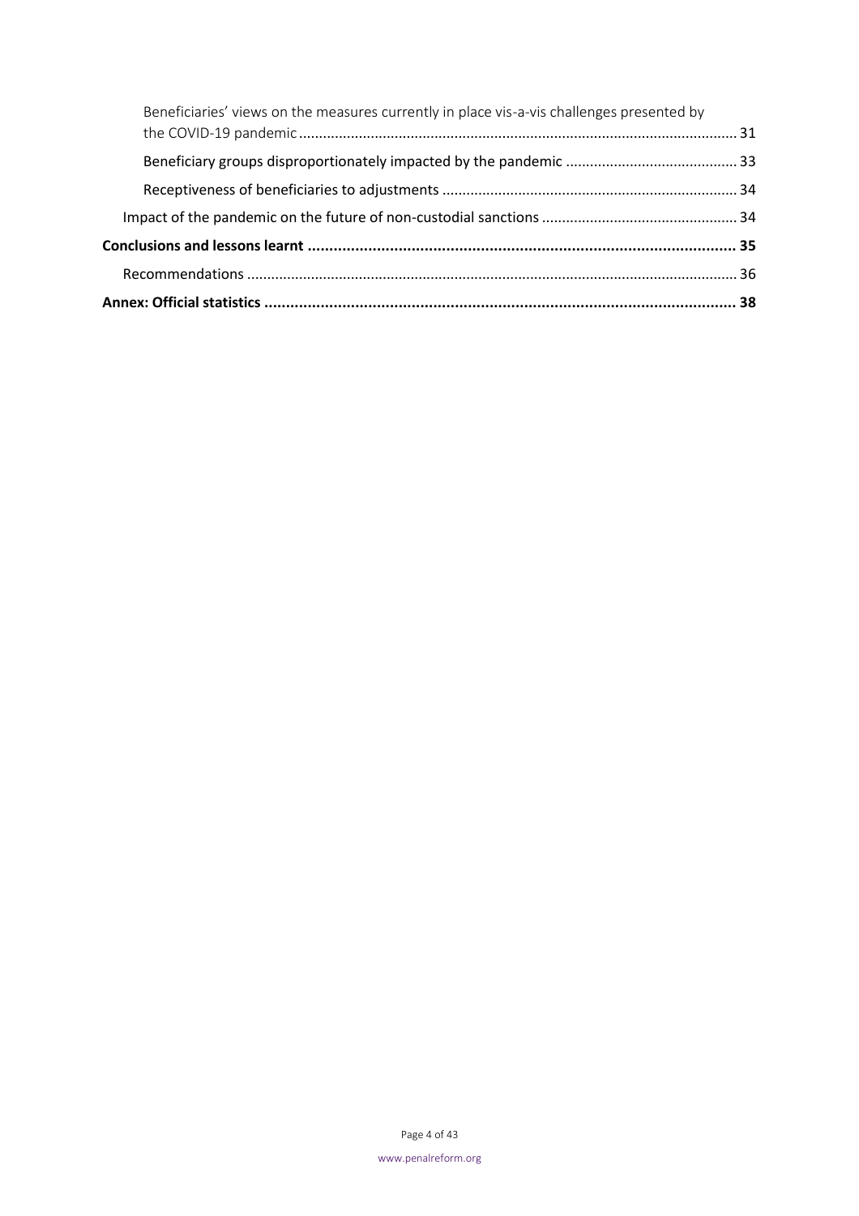Beneficiaries' views on the measures currently in place vis-a-vis challenges presented by the COVID-19 pandemic ............................................................................................................. 31

Beneficiary groups disproportionately impacted by the pandemic ............................................ 33

Receptiveness of beneficiaries to adjustments ............................................................................ 34

Impact of the pandemic on the future of non-custodial sanctions ................................................ 34

**Conclusions and lessons learnt ................................................................................................. 35**

Recommendations ........................................................................................................................ 36

**Annex: Official statistics ............................................................................................................ 38**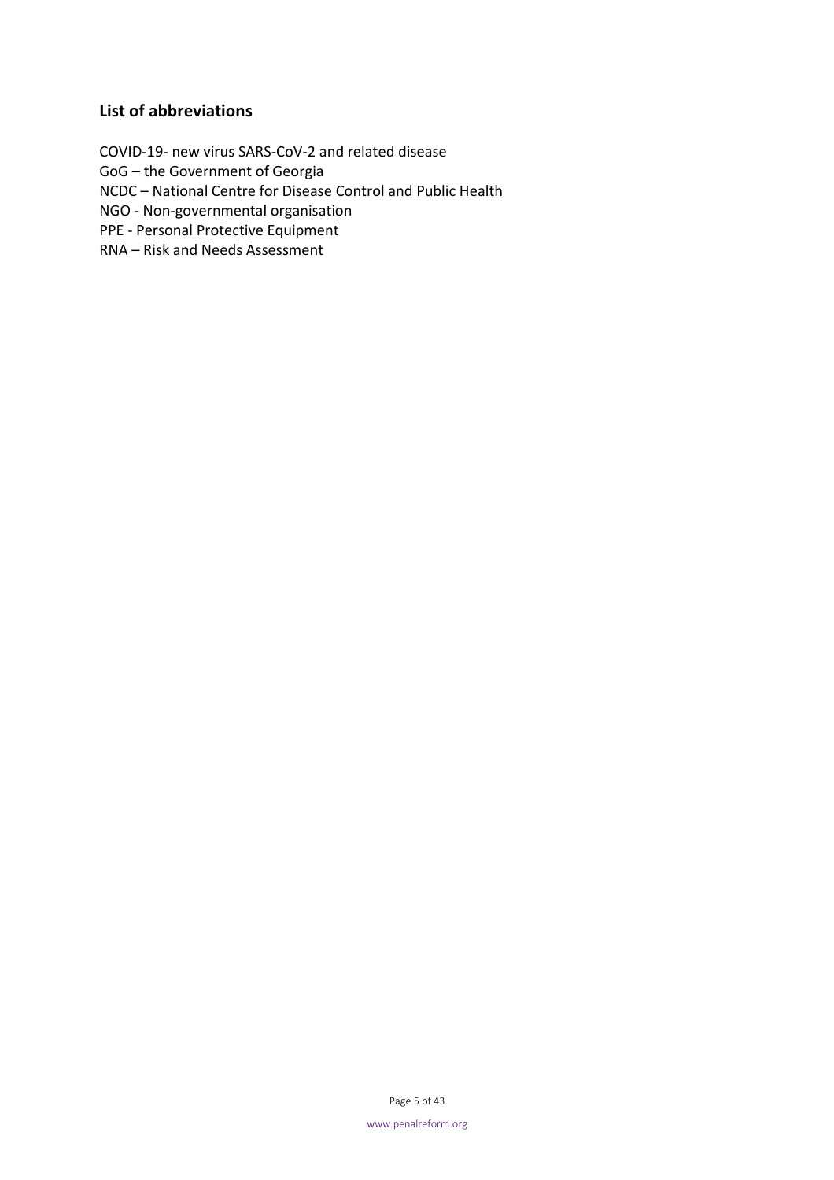## List of abbreviations

COVID-19- new virus SARS-CoV-2 and related disease
GoG – the Government of Georgia
NCDC – National Centre for Disease Control and Public Health
NGO - Non-governmental organisation
PPE - Personal Protective Equipment
RNA – Risk and Needs Assessment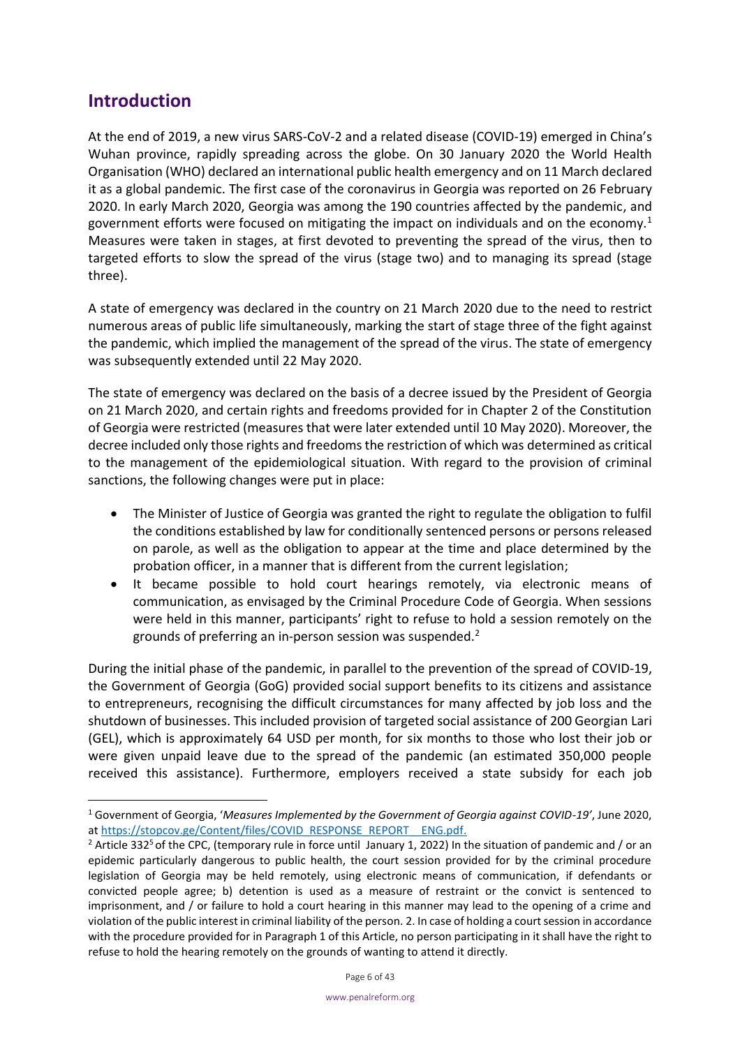## Introduction

At the end of 2019, a new virus SARS-CoV-2 and a related disease (COVID-19) emerged in China's Wuhan province, rapidly spreading across the globe. On 30 January 2020 the World Health Organisation (WHO) declared an international public health emergency and on 11 March declared it as a global pandemic. The first case of the coronavirus in Georgia was reported on 26 February 2020. In early March 2020, Georgia was among the 190 countries affected by the pandemic, and government efforts were focused on mitigating the impact on individuals and on the economy.[1] Measures were taken in stages, at first devoted to preventing the spread of the virus, then to targeted efforts to slow the spread of the virus (stage two) and to managing its spread (stage three).

A state of emergency was declared in the country on 21 March 2020 due to the need to restrict numerous areas of public life simultaneously, marking the start of stage three of the fight against the pandemic, which implied the management of the spread of the virus. The state of emergency was subsequently extended until 22 May 2020.

The state of emergency was declared on the basis of a decree issued by the President of Georgia on 21 March 2020, and certain rights and freedoms provided for in Chapter 2 of the Constitution of Georgia were restricted (measures that were later extended until 10 May 2020). Moreover, the decree included only those rights and freedoms the restriction of which was determined as critical to the management of the epidemiological situation. With regard to the provision of criminal sanctions, the following changes were put in place:

- The Minister of Justice of Georgia was granted the right to regulate the obligation to fulfil the conditions established by law for conditionally sentenced persons or persons released on parole, as well as the obligation to appear at the time and place determined by the probation officer, in a manner that is different from the current legislation;
- It became possible to hold court hearings remotely, via electronic means of communication, as envisaged by the Criminal Procedure Code of Georgia. When sessions were held in this manner, participants' right to refuse to hold a session remotely on the grounds of preferring an in-person session was suspended.[2]

During the initial phase of the pandemic, in parallel to the prevention of the spread of COVID-19, the Government of Georgia (GoG) provided social support benefits to its citizens and assistance to entrepreneurs, recognising the difficult circumstances for many affected by job loss and the shutdown of businesses. This included provision of targeted social assistance of 200 Georgian Lari (GEL), which is approximately 64 USD per month, for six months to those who lost their job or were given unpaid leave due to the spread of the pandemic (an estimated 350,000 people received this assistance). Furthermore, employers received a state subsidy for each job

---

[1] Government of Georgia, '*Measures Implemented by the Government of Georgia against COVID-19*', June 2020, at https://stopcov.ge/Content/files/COVID_RESPONSE_REPORT__ENG.pdf.

[2] Article 332[5] of the CPC, (temporary rule in force until January 1, 2022) In the situation of pandemic and / or an epidemic particularly dangerous to public health, the court session provided for by the criminal procedure legislation of Georgia may be held remotely, using electronic means of communication, if defendants or convicted people agree; b) detention is used as a measure of restraint or the convict is sentenced to imprisonment, and / or failure to hold a court hearing in this manner may lead to the opening of a crime and violation of the public interest in criminal liability of the person. 2. In case of holding a court session in accordance with the procedure provided for in Paragraph 1 of this Article, no person participating in it shall have the right to refuse to hold the hearing remotely on the grounds of wanting to attend it directly.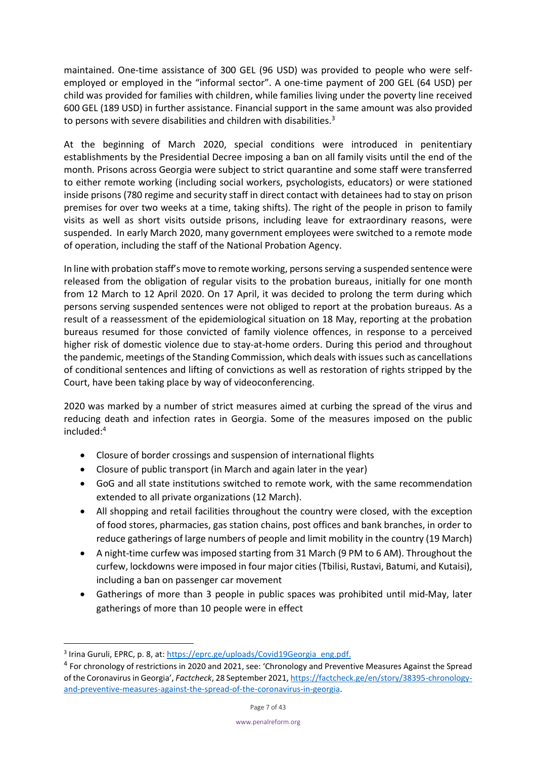maintained. One-time assistance of 300 GEL (96 USD) was provided to people who were self-employed or employed in the "informal sector". A one-time payment of 200 GEL (64 USD) per child was provided for families with children, while families living under the poverty line received 600 GEL (189 USD) in further assistance. Financial support in the same amount was also provided to persons with severe disabilities and children with disabilities.[3]

At the beginning of March 2020, special conditions were introduced in penitentiary establishments by the Presidential Decree imposing a ban on all family visits until the end of the month. Prisons across Georgia were subject to strict quarantine and some staff were transferred to either remote working (including social workers, psychologists, educators) or were stationed inside prisons (780 regime and security staff in direct contact with detainees had to stay on prison premises for over two weeks at a time, taking shifts). The right of the people in prison to family visits as well as short visits outside prisons, including leave for extraordinary reasons, were suspended. In early March 2020, many government employees were switched to a remote mode of operation, including the staff of the National Probation Agency.

In line with probation staff's move to remote working, persons serving a suspended sentence were released from the obligation of regular visits to the probation bureaus, initially for one month from 12 March to 12 April 2020. On 17 April, it was decided to prolong the term during which persons serving suspended sentences were not obliged to report at the probation bureaus. As a result of a reassessment of the epidemiological situation on 18 May, reporting at the probation bureaus resumed for those convicted of family violence offences, in response to a perceived higher risk of domestic violence due to stay-at-home orders. During this period and throughout the pandemic, meetings of the Standing Commission, which deals with issues such as cancellations of conditional sentences and lifting of convictions as well as restoration of rights stripped by the Court, have been taking place by way of videoconferencing.

2020 was marked by a number of strict measures aimed at curbing the spread of the virus and reducing death and infection rates in Georgia. Some of the measures imposed on the public included:[4]

- Closure of border crossings and suspension of international flights
- Closure of public transport (in March and again later in the year)
- GoG and all state institutions switched to remote work, with the same recommendation extended to all private organizations (12 March).
- All shopping and retail facilities throughout the country were closed, with the exception of food stores, pharmacies, gas station chains, post offices and bank branches, in order to reduce gatherings of large numbers of people and limit mobility in the country (19 March)
- A night-time curfew was imposed starting from 31 March (9 PM to 6 AM). Throughout the curfew, lockdowns were imposed in four major cities (Tbilisi, Rustavi, Batumi, and Kutaisi), including a ban on passenger car movement
- Gatherings of more than 3 people in public spaces was prohibited until mid-May, later gatherings of more than 10 people were in effect

---

[3] Irina Guruli, EPRC, p. 8, at: https://eprc.ge/uploads/Covid19Georgia_eng.pdf.

[4] For chronology of restrictions in 2020 and 2021, see: 'Chronology and Preventive Measures Against the Spread of the Coronavirus in Georgia', *Factcheck*, 28 September 2021, https://factcheck.ge/en/story/38395-chronology-and-preventive-measures-against-the-spread-of-the-coronavirus-in-georgia.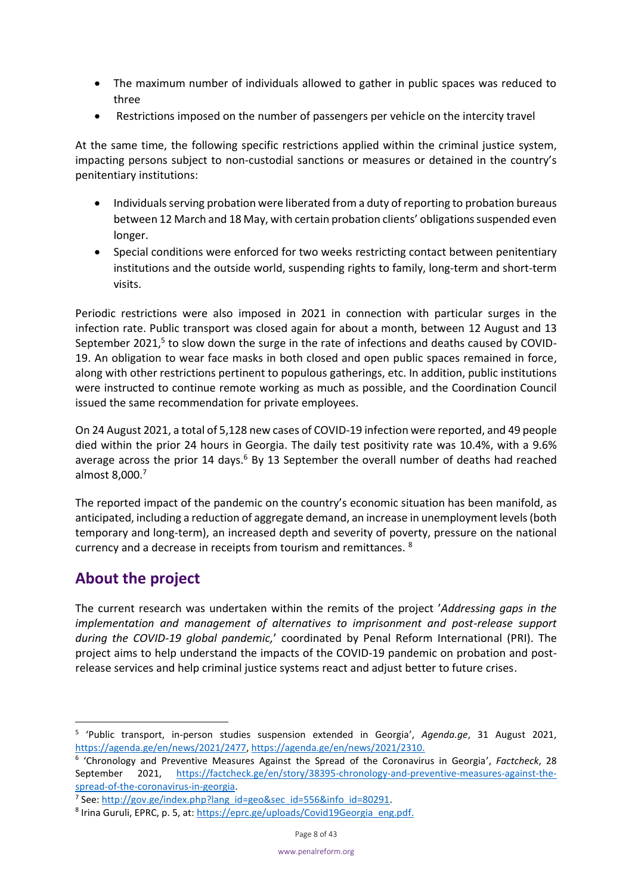- The maximum number of individuals allowed to gather in public spaces was reduced to three
- Restrictions imposed on the number of passengers per vehicle on the intercity travel

At the same time, the following specific restrictions applied within the criminal justice system, impacting persons subject to non-custodial sanctions or measures or detained in the country's penitentiary institutions:

- Individuals serving probation were liberated from a duty of reporting to probation bureaus between 12 March and 18 May, with certain probation clients' obligations suspended even longer.
- Special conditions were enforced for two weeks restricting contact between penitentiary institutions and the outside world, suspending rights to family, long-term and short-term visits.

Periodic restrictions were also imposed in 2021 in connection with particular surges in the infection rate. Public transport was closed again for about a month, between 12 August and 13 September 2021,[5] to slow down the surge in the rate of infections and deaths caused by COVID-19. An obligation to wear face masks in both closed and open public spaces remained in force, along with other restrictions pertinent to populous gatherings, etc. In addition, public institutions were instructed to continue remote working as much as possible, and the Coordination Council issued the same recommendation for private employees.

On 24 August 2021, a total of 5,128 new cases of COVID-19 infection were reported, and 49 people died within the prior 24 hours in Georgia. The daily test positivity rate was 10.4%, with a 9.6% average across the prior 14 days.[6] By 13 September the overall number of deaths had reached almost 8,000.[7]

The reported impact of the pandemic on the country's economic situation has been manifold, as anticipated, including a reduction of aggregate demand, an increase in unemployment levels (both temporary and long-term), an increased depth and severity of poverty, pressure on the national currency and a decrease in receipts from tourism and remittances.[8]

## About the project

The current research was undertaken within the remits of the project '*Addressing gaps in the implementation and management of alternatives to imprisonment and post-release support during the COVID-19 global pandemic,*' coordinated by Penal Reform International (PRI). The project aims to help understand the impacts of the COVID-19 pandemic on probation and post-release services and help criminal justice systems react and adjust better to future crises.

---

[5] 'Public transport, in-person studies suspension extended in Georgia', *Agenda.ge*, 31 August 2021, https://agenda.ge/en/news/2021/2477, https://agenda.ge/en/news/2021/2310.

[6] 'Chronology and Preventive Measures Against the Spread of the Coronavirus in Georgia', *Factcheck*, 28 September 2021, https://factcheck.ge/en/story/38395-chronology-and-preventive-measures-against-the-spread-of-the-coronavirus-in-georgia.

[7] See: http://gov.ge/index.php?lang_id=geo&sec_id=556&info_id=80291.

[8] Irina Guruli, EPRC, p. 5, at: https://eprc.ge/uploads/Covid19Georgia_eng.pdf.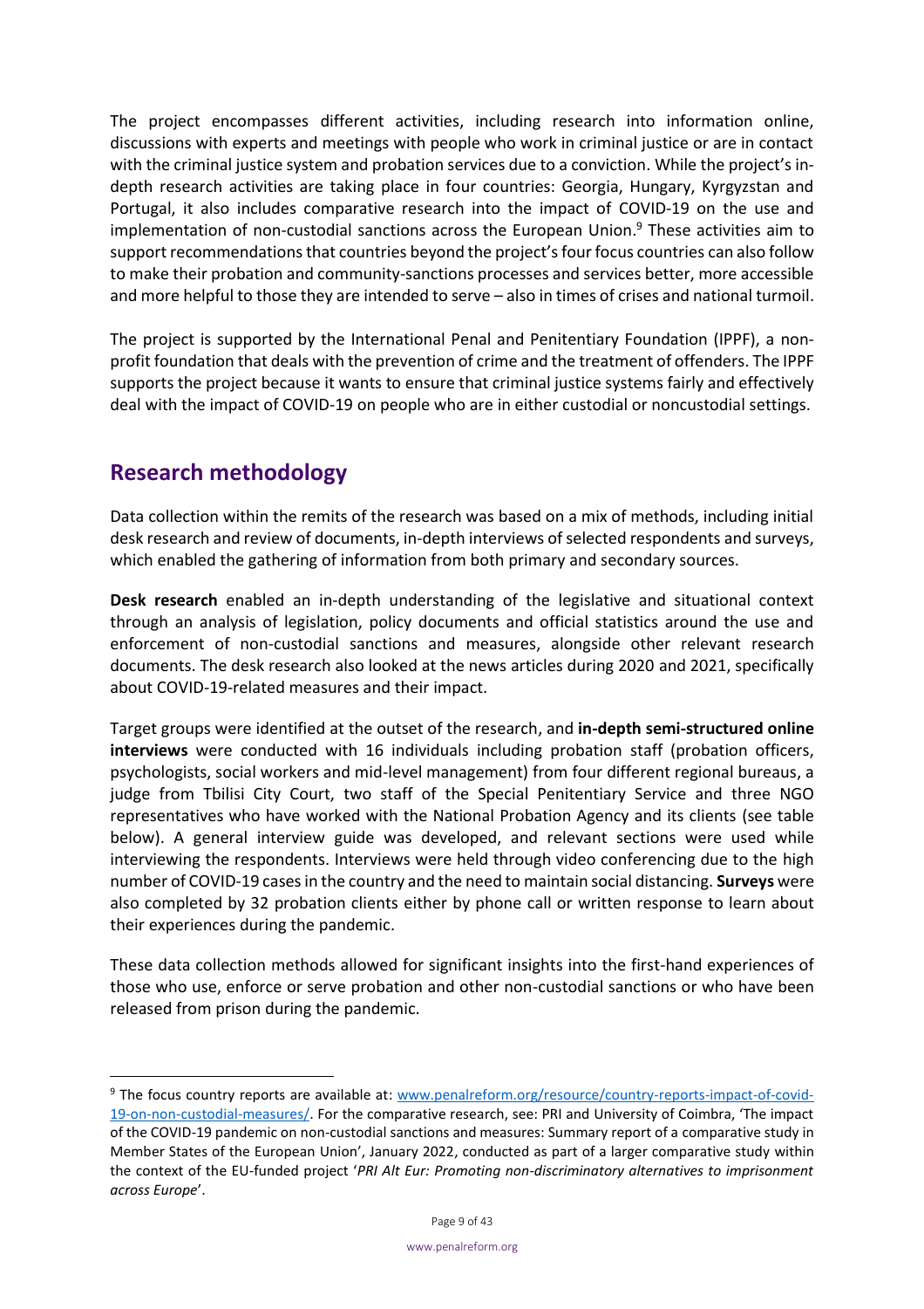The project encompasses different activities, including research into information online, discussions with experts and meetings with people who work in criminal justice or are in contact with the criminal justice system and probation services due to a conviction. While the project's in-depth research activities are taking place in four countries: Georgia, Hungary, Kyrgyzstan and Portugal, it also includes comparative research into the impact of COVID-19 on the use and implementation of non-custodial sanctions across the European Union.[9] These activities aim to support recommendations that countries beyond the project's four focus countries can also follow to make their probation and community-sanctions processes and services better, more accessible and more helpful to those they are intended to serve – also in times of crises and national turmoil.

The project is supported by the International Penal and Penitentiary Foundation (IPPF), a non-profit foundation that deals with the prevention of crime and the treatment of offenders. The IPPF supports the project because it wants to ensure that criminal justice systems fairly and effectively deal with the impact of COVID-19 on people who are in either custodial or noncustodial settings.

## Research methodology

Data collection within the remits of the research was based on a mix of methods, including initial desk research and review of documents, in-depth interviews of selected respondents and surveys, which enabled the gathering of information from both primary and secondary sources.

**Desk research** enabled an in-depth understanding of the legislative and situational context through an analysis of legislation, policy documents and official statistics around the use and enforcement of non-custodial sanctions and measures, alongside other relevant research documents. The desk research also looked at the news articles during 2020 and 2021, specifically about COVID-19-related measures and their impact.

Target groups were identified at the outset of the research, and **in-depth semi-structured online interviews** were conducted with 16 individuals including probation staff (probation officers, psychologists, social workers and mid-level management) from four different regional bureaus, a judge from Tbilisi City Court, two staff of the Special Penitentiary Service and three NGO representatives who have worked with the National Probation Agency and its clients (see table below). A general interview guide was developed, and relevant sections were used while interviewing the respondents. Interviews were held through video conferencing due to the high number of COVID-19 cases in the country and the need to maintain social distancing. **Surveys** were also completed by 32 probation clients either by phone call or written response to learn about their experiences during the pandemic.

These data collection methods allowed for significant insights into the first-hand experiences of those who use, enforce or serve probation and other non-custodial sanctions or who have been released from prison during the pandemic.

---

[9] The focus country reports are available at: www.penalreform.org/resource/country-reports-impact-of-covid-19-on-non-custodial-measures/. For the comparative research, see: PRI and University of Coimbra, 'The impact of the COVID-19 pandemic on non-custodial sanctions and measures: Summary report of a comparative study in Member States of the European Union', January 2022, conducted as part of a larger comparative study within the context of the EU-funded project '*PRI Alt Eur: Promoting non-discriminatory alternatives to imprisonment across Europe*'.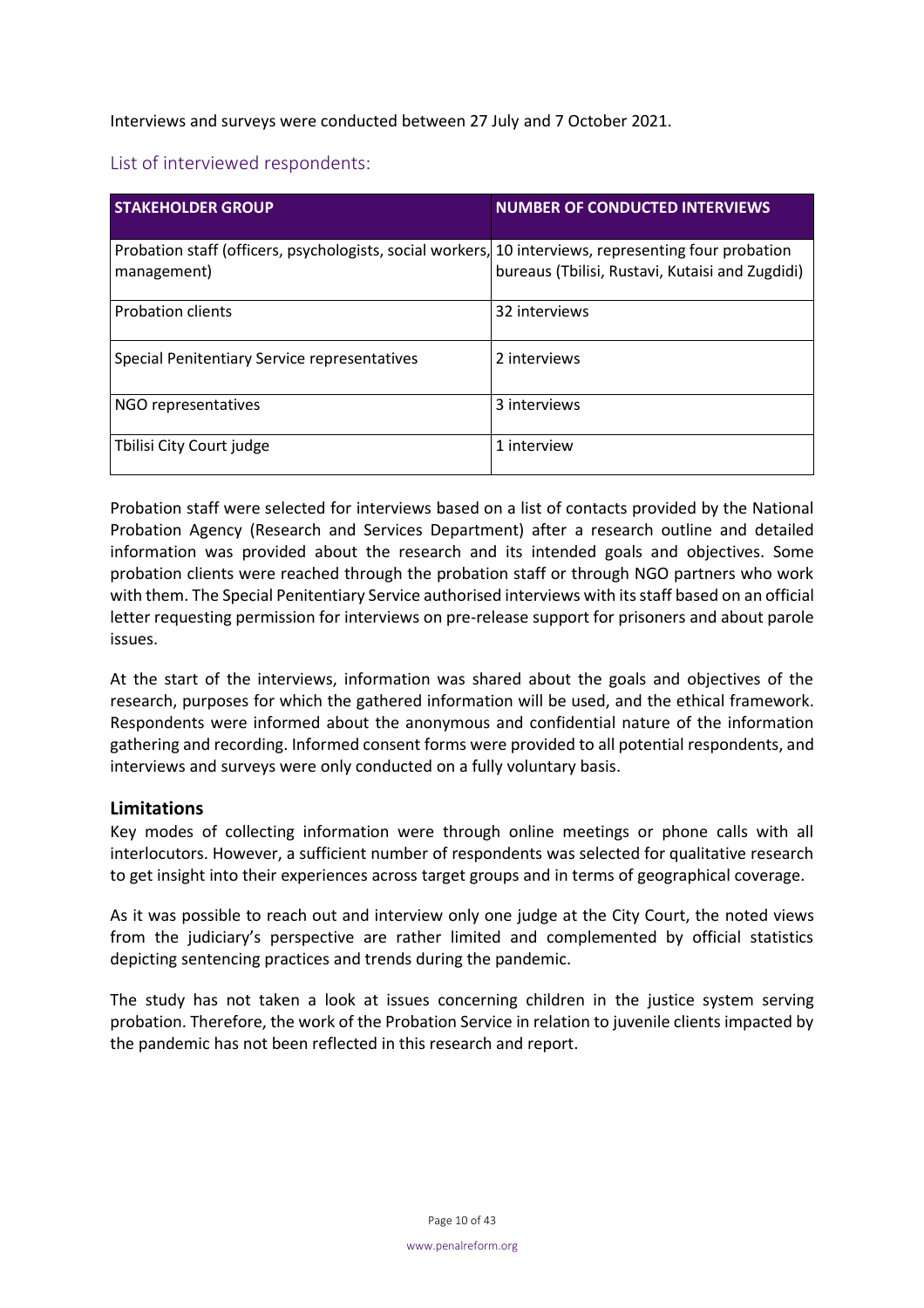Interviews and surveys were conducted between 27 July and 7 October 2021.

## List of interviewed respondents:

| STAKEHOLDER GROUP | NUMBER OF CONDUCTED INTERVIEWS |
| --- | --- |
| Probation staff (officers, psychologists, social workers, management) | 10 interviews, representing four probation bureaus (Tbilisi, Rustavi, Kutaisi and Zugdidi) |
| Probation clients | 32 interviews |
| Special Penitentiary Service representatives | 2 interviews |
| NGO representatives | 3 interviews |
| Tbilisi City Court judge | 1 interview |

Probation staff were selected for interviews based on a list of contacts provided by the National Probation Agency (Research and Services Department) after a research outline and detailed information was provided about the research and its intended goals and objectives. Some probation clients were reached through the probation staff or through NGO partners who work with them. The Special Penitentiary Service authorised interviews with its staff based on an official letter requesting permission for interviews on pre-release support for prisoners and about parole issues.

At the start of the interviews, information was shared about the goals and objectives of the research, purposes for which the gathered information will be used, and the ethical framework. Respondents were informed about the anonymous and confidential nature of the information gathering and recording. Informed consent forms were provided to all potential respondents, and interviews and surveys were only conducted on a fully voluntary basis.

### Limitations

Key modes of collecting information were through online meetings or phone calls with all interlocutors. However, a sufficient number of respondents was selected for qualitative research to get insight into their experiences across target groups and in terms of geographical coverage.

As it was possible to reach out and interview only one judge at the City Court, the noted views from the judiciary's perspective are rather limited and complemented by official statistics depicting sentencing practices and trends during the pandemic.

The study has not taken a look at issues concerning children in the justice system serving probation. Therefore, the work of the Probation Service in relation to juvenile clients impacted by the pandemic has not been reflected in this research and report.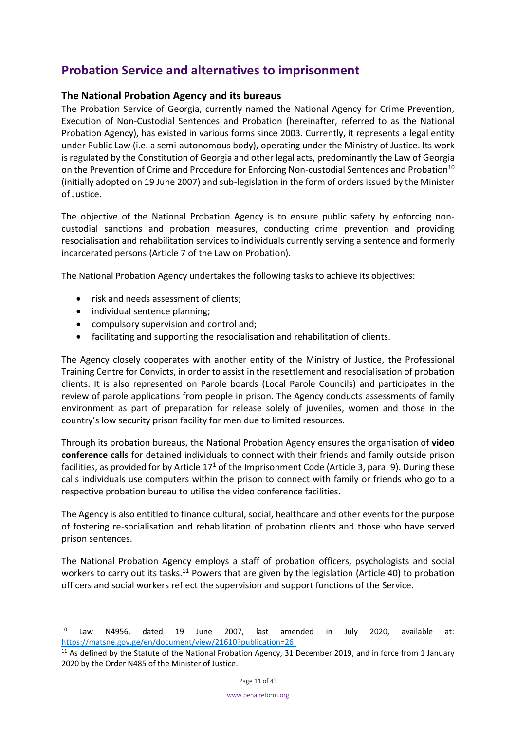## Probation Service and alternatives to imprisonment

### The National Probation Agency and its bureaus

The Probation Service of Georgia, currently named the National Agency for Crime Prevention, Execution of Non-Custodial Sentences and Probation (hereinafter, referred to as the National Probation Agency), has existed in various forms since 2003. Currently, it represents a legal entity under Public Law (i.e. a semi-autonomous body), operating under the Ministry of Justice. Its work is regulated by the Constitution of Georgia and other legal acts, predominantly the Law of Georgia on the Prevention of Crime and Procedure for Enforcing Non-custodial Sentences and Probation[10] (initially adopted on 19 June 2007) and sub-legislation in the form of orders issued by the Minister of Justice.

The objective of the National Probation Agency is to ensure public safety by enforcing non-custodial sanctions and probation measures, conducting crime prevention and providing resocialisation and rehabilitation services to individuals currently serving a sentence and formerly incarcerated persons (Article 7 of the Law on Probation).

The National Probation Agency undertakes the following tasks to achieve its objectives:

- risk and needs assessment of clients;
- individual sentence planning;
- compulsory supervision and control and;
- facilitating and supporting the resocialisation and rehabilitation of clients.

The Agency closely cooperates with another entity of the Ministry of Justice, the Professional Training Centre for Convicts, in order to assist in the resettlement and resocialisation of probation clients. It is also represented on Parole boards (Local Parole Councils) and participates in the review of parole applications from people in prison. The Agency conducts assessments of family environment as part of preparation for release solely of juveniles, women and those in the country's low security prison facility for men due to limited resources.

Through its probation bureaus, the National Probation Agency ensures the organisation of **video conference calls** for detained individuals to connect with their friends and family outside prison facilities, as provided for by Article 17[1] of the Imprisonment Code (Article 3, para. 9). During these calls individuals use computers within the prison to connect with family or friends who go to a respective probation bureau to utilise the video conference facilities.

The Agency is also entitled to finance cultural, social, healthcare and other events for the purpose of fostering re-socialisation and rehabilitation of probation clients and those who have served prison sentences.

The National Probation Agency employs a staff of probation officers, psychologists and social workers to carry out its tasks.[11] Powers that are given by the legislation (Article 40) to probation officers and social workers reflect the supervision and support functions of the Service.

---

[10] Law N4956, dated 19 June 2007, last amended in July 2020, available at: https://matsne.gov.ge/en/document/view/21610?publication=26.

[11] As defined by the Statute of the National Probation Agency, 31 December 2019, and in force from 1 January 2020 by the Order N485 of the Minister of Justice.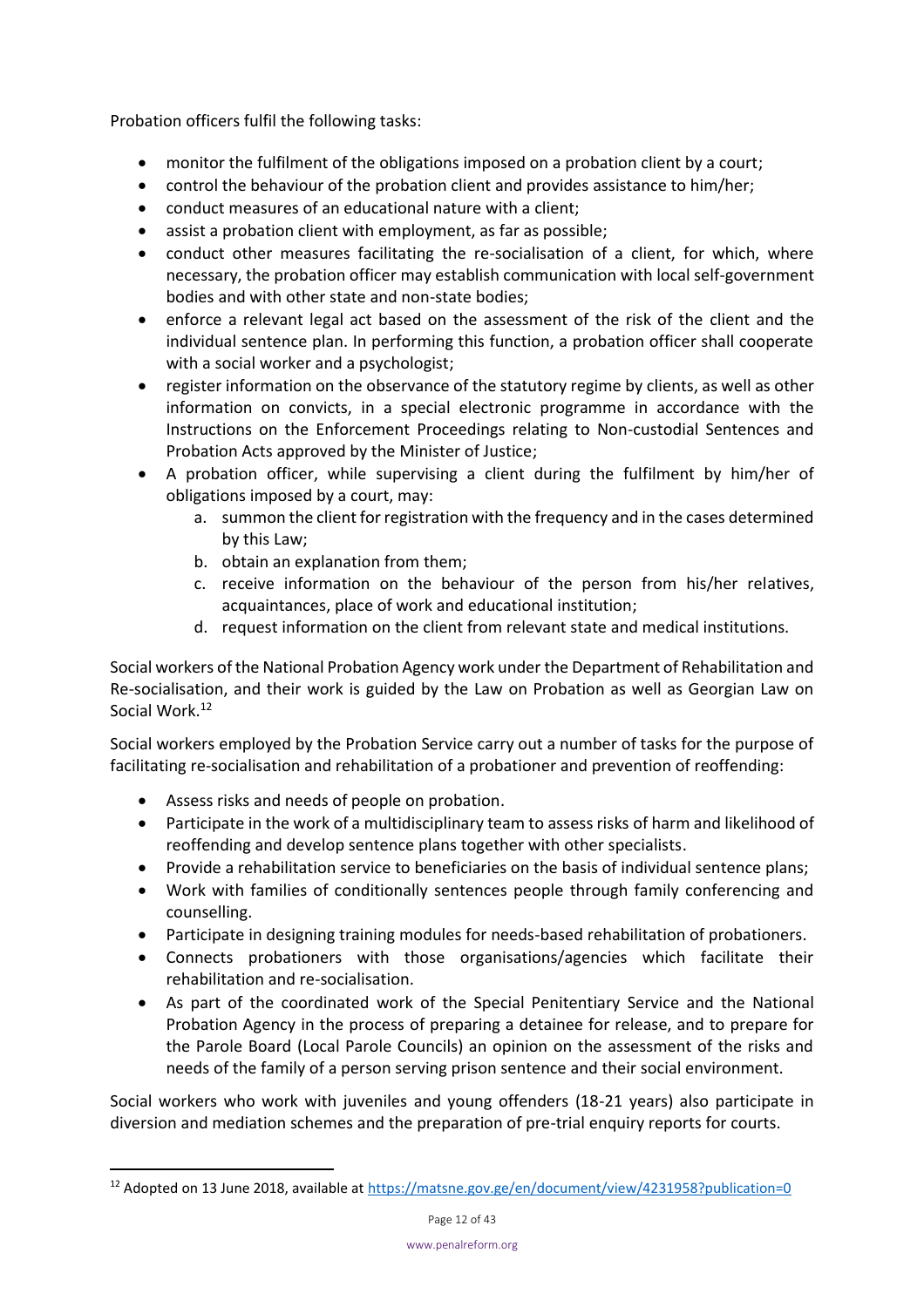Probation officers fulfil the following tasks:

- monitor the fulfilment of the obligations imposed on a probation client by a court;
- control the behaviour of the probation client and provides assistance to him/her;
- conduct measures of an educational nature with a client;
- assist a probation client with employment, as far as possible;
- conduct other measures facilitating the re-socialisation of a client, for which, where necessary, the probation officer may establish communication with local self-government bodies and with other state and non-state bodies;
- enforce a relevant legal act based on the assessment of the risk of the client and the individual sentence plan. In performing this function, a probation officer shall cooperate with a social worker and a psychologist;
- register information on the observance of the statutory regime by clients, as well as other information on convicts, in a special electronic programme in accordance with the Instructions on the Enforcement Proceedings relating to Non-custodial Sentences and Probation Acts approved by the Minister of Justice;
- A probation officer, while supervising a client during the fulfilment by him/her of obligations imposed by a court, may:
    a. summon the client for registration with the frequency and in the cases determined by this Law;
    b. obtain an explanation from them;
    c. receive information on the behaviour of the person from his/her relatives, acquaintances, place of work and educational institution;
    d. request information on the client from relevant state and medical institutions.

Social workers of the National Probation Agency work under the Department of Rehabilitation and Re-socialisation, and their work is guided by the Law on Probation as well as Georgian Law on Social Work.[12]

Social workers employed by the Probation Service carry out a number of tasks for the purpose of facilitating re-socialisation and rehabilitation of a probationer and prevention of reoffending:

- Assess risks and needs of people on probation.
- Participate in the work of a multidisciplinary team to assess risks of harm and likelihood of reoffending and develop sentence plans together with other specialists.
- Provide a rehabilitation service to beneficiaries on the basis of individual sentence plans;
- Work with families of conditionally sentences people through family conferencing and counselling.
- Participate in designing training modules for needs-based rehabilitation of probationers.
- Connects probationers with those organisations/agencies which facilitate their rehabilitation and re-socialisation.
- As part of the coordinated work of the Special Penitentiary Service and the National Probation Agency in the process of preparing a detainee for release, and to prepare for the Parole Board (Local Parole Councils) an opinion on the assessment of the risks and needs of the family of a person serving prison sentence and their social environment.

Social workers who work with juveniles and young offenders (18-21 years) also participate in diversion and mediation schemes and the preparation of pre-trial enquiry reports for courts.

---

[12] Adopted on 13 June 2018, available at https://matsne.gov.ge/en/document/view/4231958?publication=0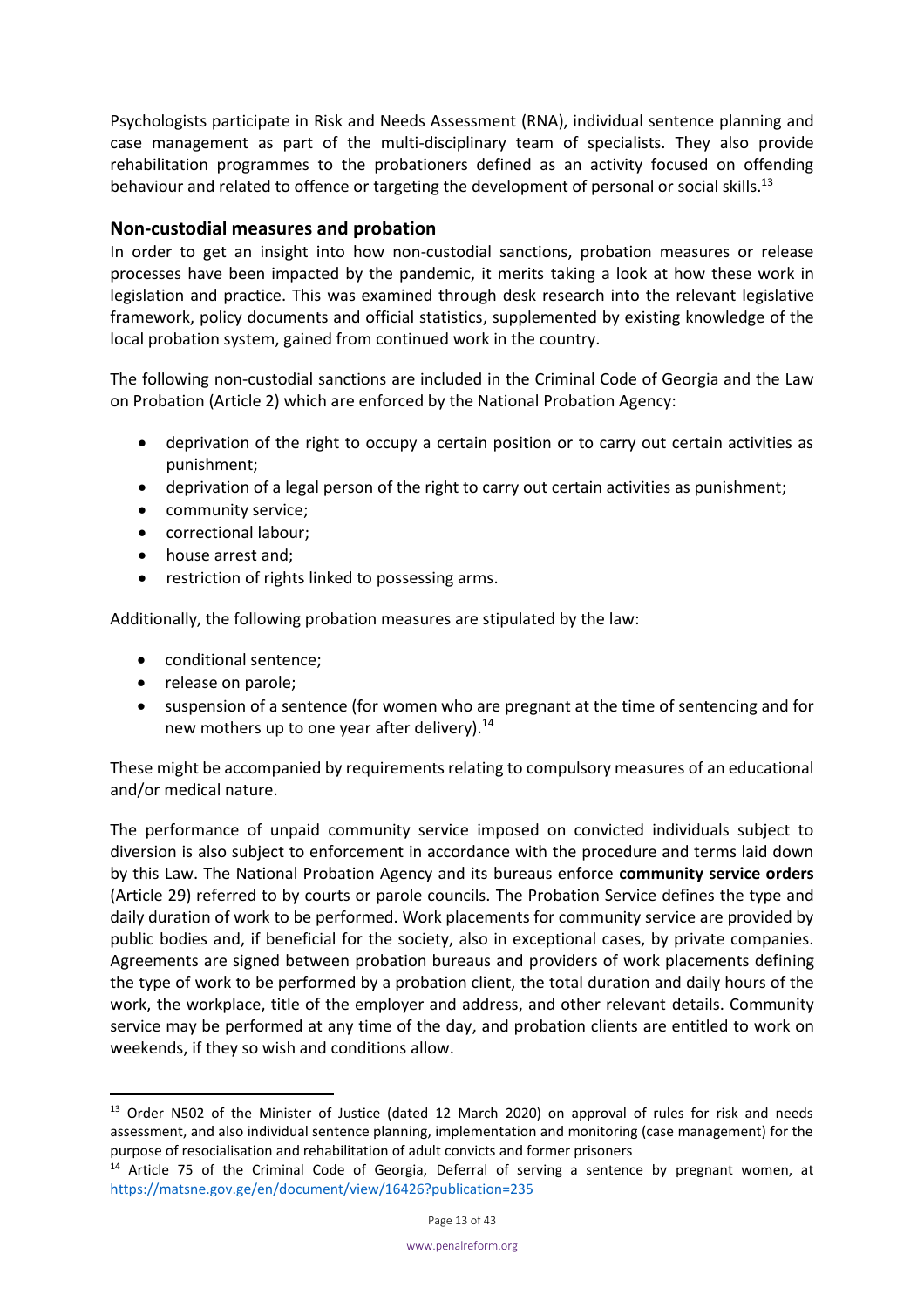Psychologists participate in Risk and Needs Assessment (RNA), individual sentence planning and case management as part of the multi-disciplinary team of specialists. They also provide rehabilitation programmes to the probationers defined as an activity focused on offending behaviour and related to offence or targeting the development of personal or social skills.[13]

## Non-custodial measures and probation

In order to get an insight into how non-custodial sanctions, probation measures or release processes have been impacted by the pandemic, it merits taking a look at how these work in legislation and practice. This was examined through desk research into the relevant legislative framework, policy documents and official statistics, supplemented by existing knowledge of the local probation system, gained from continued work in the country.

The following non-custodial sanctions are included in the Criminal Code of Georgia and the Law on Probation (Article 2) which are enforced by the National Probation Agency:

- deprivation of the right to occupy a certain position or to carry out certain activities as punishment;
- deprivation of a legal person of the right to carry out certain activities as punishment;
- community service;
- correctional labour;
- house arrest and;
- restriction of rights linked to possessing arms.

Additionally, the following probation measures are stipulated by the law:

- conditional sentence;
- release on parole;
- suspension of a sentence (for women who are pregnant at the time of sentencing and for new mothers up to one year after delivery).[14]

These might be accompanied by requirements relating to compulsory measures of an educational and/or medical nature.

The performance of unpaid community service imposed on convicted individuals subject to diversion is also subject to enforcement in accordance with the procedure and terms laid down by this Law. The National Probation Agency and its bureaus enforce **community service orders** (Article 29) referred to by courts or parole councils. The Probation Service defines the type and daily duration of work to be performed. Work placements for community service are provided by public bodies and, if beneficial for the society, also in exceptional cases, by private companies. Agreements are signed between probation bureaus and providers of work placements defining the type of work to be performed by a probation client, the total duration and daily hours of the work, the workplace, title of the employer and address, and other relevant details. Community service may be performed at any time of the day, and probation clients are entitled to work on weekends, if they so wish and conditions allow.

---

[13] Order N502 of the Minister of Justice (dated 12 March 2020) on approval of rules for risk and needs assessment, and also individual sentence planning, implementation and monitoring (case management) for the purpose of resocialisation and rehabilitation of adult convicts and former prisoners

[14] Article 75 of the Criminal Code of Georgia, Deferral of serving a sentence by pregnant women, at https://matsne.gov.ge/en/document/view/16426?publication=235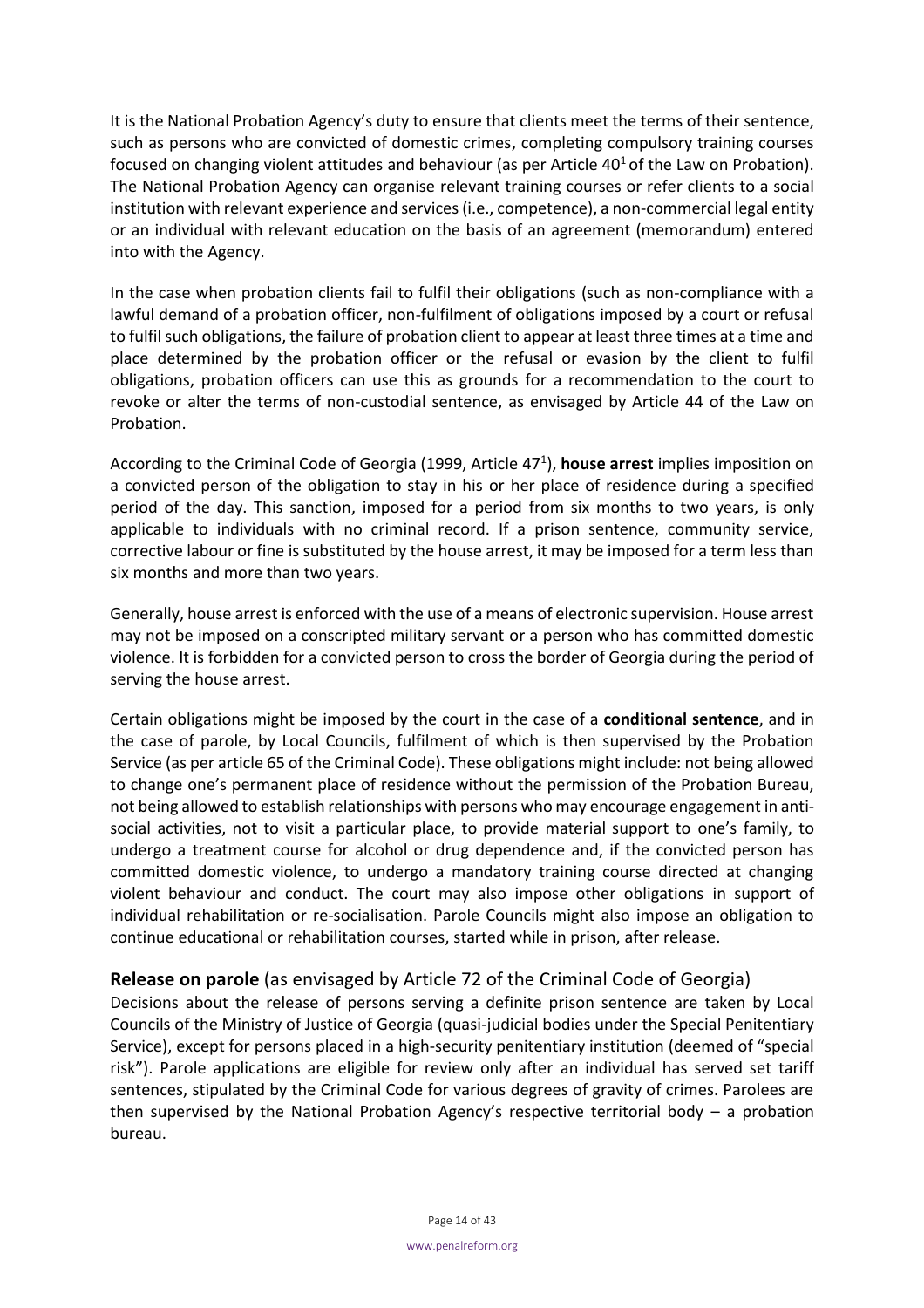It is the National Probation Agency's duty to ensure that clients meet the terms of their sentence, such as persons who are convicted of domestic crimes, completing compulsory training courses focused on changing violent attitudes and behaviour (as per Article 40[1] of the Law on Probation). The National Probation Agency can organise relevant training courses or refer clients to a social institution with relevant experience and services (i.e., competence), a non-commercial legal entity or an individual with relevant education on the basis of an agreement (memorandum) entered into with the Agency.

In the case when probation clients fail to fulfil their obligations (such as non-compliance with a lawful demand of a probation officer, non-fulfilment of obligations imposed by a court or refusal to fulfil such obligations, the failure of probation client to appear at least three times at a time and place determined by the probation officer or the refusal or evasion by the client to fulfil obligations, probation officers can use this as grounds for a recommendation to the court to revoke or alter the terms of non-custodial sentence, as envisaged by Article 44 of the Law on Probation.

According to the Criminal Code of Georgia (1999, Article 47[1]), **house arrest** implies imposition on a convicted person of the obligation to stay in his or her place of residence during a specified period of the day. This sanction, imposed for a period from six months to two years, is only applicable to individuals with no criminal record. If a prison sentence, community service, corrective labour or fine is substituted by the house arrest, it may be imposed for a term less than six months and more than two years.

Generally, house arrest is enforced with the use of a means of electronic supervision. House arrest may not be imposed on a conscripted military servant or a person who has committed domestic violence. It is forbidden for a convicted person to cross the border of Georgia during the period of serving the house arrest.

Certain obligations might be imposed by the court in the case of a **conditional sentence**, and in the case of parole, by Local Councils, fulfilment of which is then supervised by the Probation Service (as per article 65 of the Criminal Code). These obligations might include: not being allowed to change one's permanent place of residence without the permission of the Probation Bureau, not being allowed to establish relationships with persons who may encourage engagement in anti-social activities, not to visit a particular place, to provide material support to one's family, to undergo a treatment course for alcohol or drug dependence and, if the convicted person has committed domestic violence, to undergo a mandatory training course directed at changing violent behaviour and conduct. The court may also impose other obligations in support of individual rehabilitation or re-socialisation. Parole Councils might also impose an obligation to continue educational or rehabilitation courses, started while in prison, after release.

## **Release on parole** (as envisaged by Article 72 of the Criminal Code of Georgia)

Decisions about the release of persons serving a definite prison sentence are taken by Local Councils of the Ministry of Justice of Georgia (quasi-judicial bodies under the Special Penitentiary Service), except for persons placed in a high-security penitentiary institution (deemed of "special risk"). Parole applications are eligible for review only after an individual has served set tariff sentences, stipulated by the Criminal Code for various degrees of gravity of crimes. Parolees are then supervised by the National Probation Agency's respective territorial body – a probation bureau.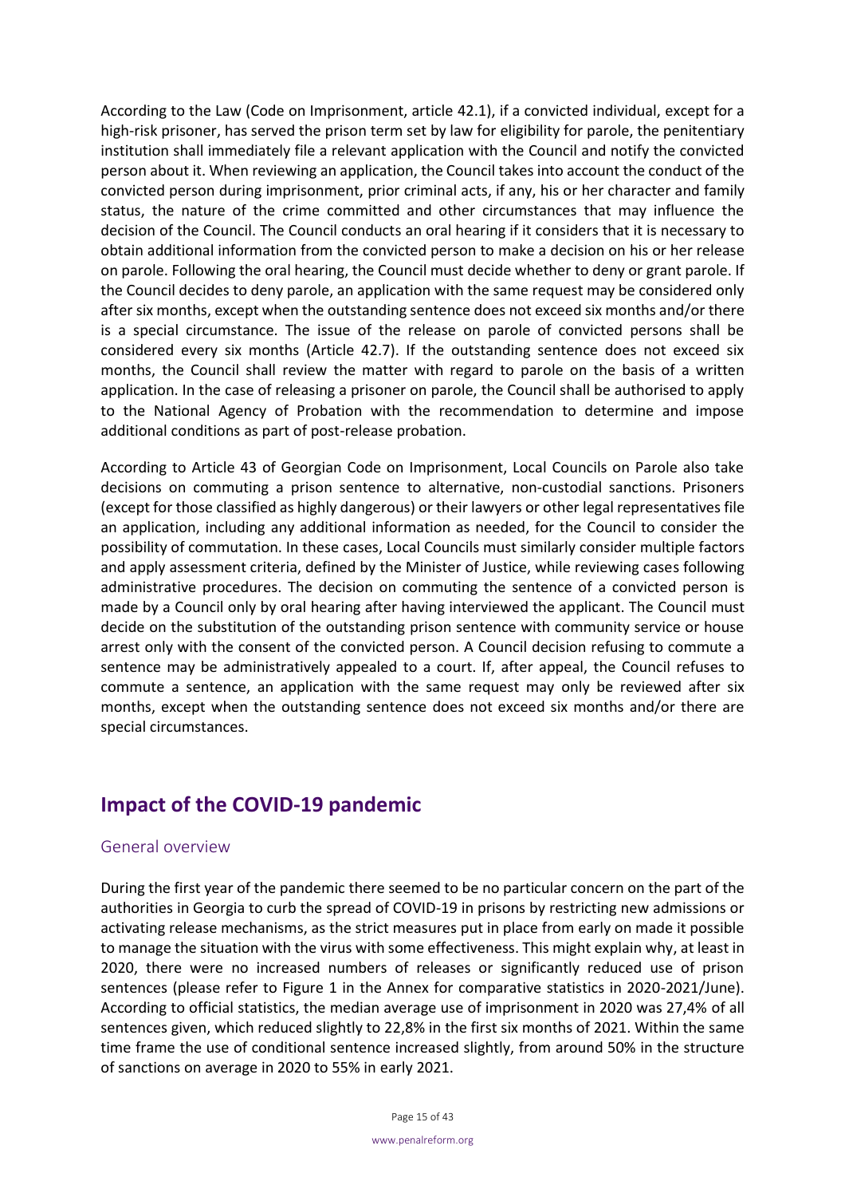According to the Law (Code on Imprisonment, article 42.1), if a convicted individual, except for a high-risk prisoner, has served the prison term set by law for eligibility for parole, the penitentiary institution shall immediately file a relevant application with the Council and notify the convicted person about it. When reviewing an application, the Council takes into account the conduct of the convicted person during imprisonment, prior criminal acts, if any, his or her character and family status, the nature of the crime committed and other circumstances that may influence the decision of the Council. The Council conducts an oral hearing if it considers that it is necessary to obtain additional information from the convicted person to make a decision on his or her release on parole. Following the oral hearing, the Council must decide whether to deny or grant parole. If the Council decides to deny parole, an application with the same request may be considered only after six months, except when the outstanding sentence does not exceed six months and/or there is a special circumstance. The issue of the release on parole of convicted persons shall be considered every six months (Article 42.7). If the outstanding sentence does not exceed six months, the Council shall review the matter with regard to parole on the basis of a written application. In the case of releasing a prisoner on parole, the Council shall be authorised to apply to the National Agency of Probation with the recommendation to determine and impose additional conditions as part of post-release probation.

According to Article 43 of Georgian Code on Imprisonment, Local Councils on Parole also take decisions on commuting a prison sentence to alternative, non-custodial sanctions. Prisoners (except for those classified as highly dangerous) or their lawyers or other legal representatives file an application, including any additional information as needed, for the Council to consider the possibility of commutation. In these cases, Local Councils must similarly consider multiple factors and apply assessment criteria, defined by the Minister of Justice, while reviewing cases following administrative procedures. The decision on commuting the sentence of a convicted person is made by a Council only by oral hearing after having interviewed the applicant. The Council must decide on the substitution of the outstanding prison sentence with community service or house arrest only with the consent of the convicted person. A Council decision refusing to commute a sentence may be administratively appealed to a court. If, after appeal, the Council refuses to commute a sentence, an application with the same request may only be reviewed after six months, except when the outstanding sentence does not exceed six months and/or there are special circumstances.

## Impact of the COVID-19 pandemic

### General overview

During the first year of the pandemic there seemed to be no particular concern on the part of the authorities in Georgia to curb the spread of COVID-19 in prisons by restricting new admissions or activating release mechanisms, as the strict measures put in place from early on made it possible to manage the situation with the virus with some effectiveness. This might explain why, at least in 2020, there were no increased numbers of releases or significantly reduced use of prison sentences (please refer to Figure 1 in the Annex for comparative statistics in 2020-2021/June). According to official statistics, the median average use of imprisonment in 2020 was 27,4% of all sentences given, which reduced slightly to 22,8% in the first six months of 2021. Within the same time frame the use of conditional sentence increased slightly, from around 50% in the structure of sanctions on average in 2020 to 55% in early 2021.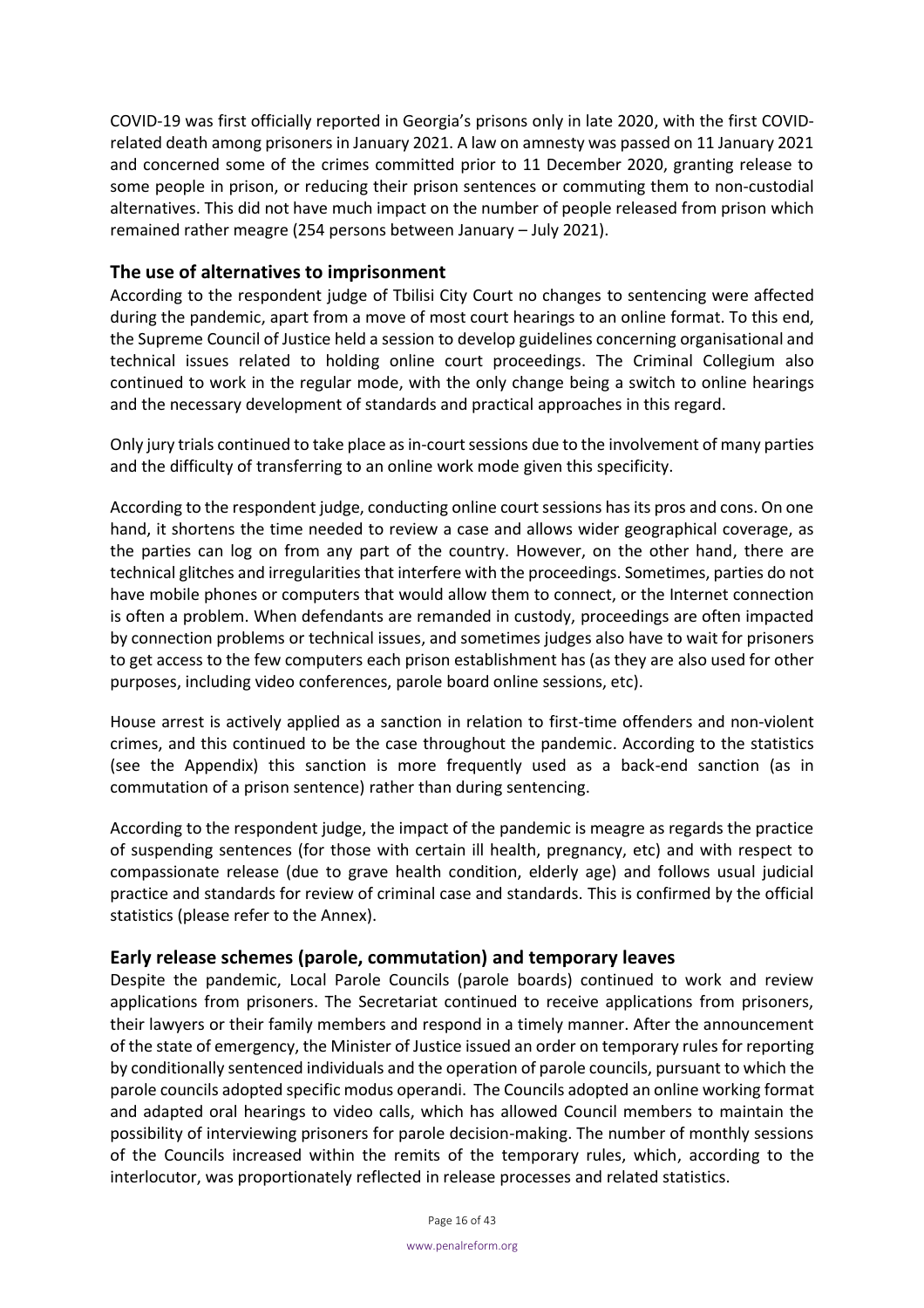COVID-19 was first officially reported in Georgia's prisons only in late 2020, with the first COVID-related death among prisoners in January 2021. A law on amnesty was passed on 11 January 2021 and concerned some of the crimes committed prior to 11 December 2020, granting release to some people in prison, or reducing their prison sentences or commuting them to non-custodial alternatives. This did not have much impact on the number of people released from prison which remained rather meagre (254 persons between January – July 2021).

## The use of alternatives to imprisonment

According to the respondent judge of Tbilisi City Court no changes to sentencing were affected during the pandemic, apart from a move of most court hearings to an online format. To this end, the Supreme Council of Justice held a session to develop guidelines concerning organisational and technical issues related to holding online court proceedings. The Criminal Collegium also continued to work in the regular mode, with the only change being a switch to online hearings and the necessary development of standards and practical approaches in this regard.

Only jury trials continued to take place as in-court sessions due to the involvement of many parties and the difficulty of transferring to an online work mode given this specificity.

According to the respondent judge, conducting online court sessions has its pros and cons. On one hand, it shortens the time needed to review a case and allows wider geographical coverage, as the parties can log on from any part of the country. However, on the other hand, there are technical glitches and irregularities that interfere with the proceedings. Sometimes, parties do not have mobile phones or computers that would allow them to connect, or the Internet connection is often a problem. When defendants are remanded in custody, proceedings are often impacted by connection problems or technical issues, and sometimes judges also have to wait for prisoners to get access to the few computers each prison establishment has (as they are also used for other purposes, including video conferences, parole board online sessions, etc).

House arrest is actively applied as a sanction in relation to first-time offenders and non-violent crimes, and this continued to be the case throughout the pandemic. According to the statistics (see the Appendix) this sanction is more frequently used as a back-end sanction (as in commutation of a prison sentence) rather than during sentencing.

According to the respondent judge, the impact of the pandemic is meagre as regards the practice of suspending sentences (for those with certain ill health, pregnancy, etc) and with respect to compassionate release (due to grave health condition, elderly age) and follows usual judicial practice and standards for review of criminal case and standards. This is confirmed by the official statistics (please refer to the Annex).

## Early release schemes (parole, commutation) and temporary leaves

Despite the pandemic, Local Parole Councils (parole boards) continued to work and review applications from prisoners. The Secretariat continued to receive applications from prisoners, their lawyers or their family members and respond in a timely manner. After the announcement of the state of emergency, the Minister of Justice issued an order on temporary rules for reporting by conditionally sentenced individuals and the operation of parole councils, pursuant to which the parole councils adopted specific modus operandi. The Councils adopted an online working format and adapted oral hearings to video calls, which has allowed Council members to maintain the possibility of interviewing prisoners for parole decision-making. The number of monthly sessions of the Councils increased within the remits of the temporary rules, which, according to the interlocutor, was proportionately reflected in release processes and related statistics.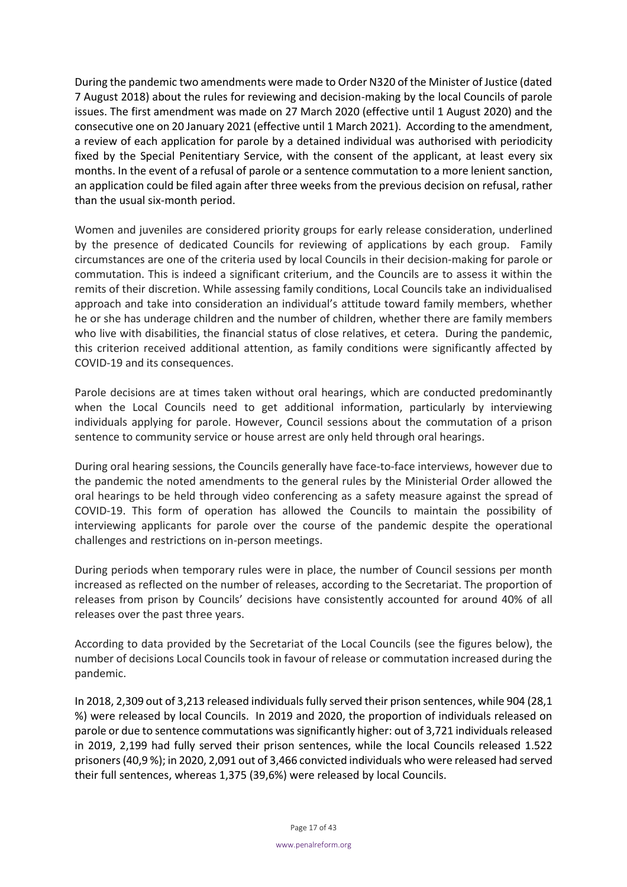During the pandemic two amendments were made to Order N320 of the Minister of Justice (dated 7 August 2018) about the rules for reviewing and decision-making by the local Councils of parole issues. The first amendment was made on 27 March 2020 (effective until 1 August 2020) and the consecutive one on 20 January 2021 (effective until 1 March 2021). According to the amendment, a review of each application for parole by a detained individual was authorised with periodicity fixed by the Special Penitentiary Service, with the consent of the applicant, at least every six months. In the event of a refusal of parole or a sentence commutation to a more lenient sanction, an application could be filed again after three weeks from the previous decision on refusal, rather than the usual six-month period.

Women and juveniles are considered priority groups for early release consideration, underlined by the presence of dedicated Councils for reviewing of applications by each group. Family circumstances are one of the criteria used by local Councils in their decision-making for parole or commutation. This is indeed a significant criterium, and the Councils are to assess it within the remits of their discretion. While assessing family conditions, Local Councils take an individualised approach and take into consideration an individual's attitude toward family members, whether he or she has underage children and the number of children, whether there are family members who live with disabilities, the financial status of close relatives, et cetera. During the pandemic, this criterion received additional attention, as family conditions were significantly affected by COVID-19 and its consequences.

Parole decisions are at times taken without oral hearings, which are conducted predominantly when the Local Councils need to get additional information, particularly by interviewing individuals applying for parole. However, Council sessions about the commutation of a prison sentence to community service or house arrest are only held through oral hearings.

During oral hearing sessions, the Councils generally have face-to-face interviews, however due to the pandemic the noted amendments to the general rules by the Ministerial Order allowed the oral hearings to be held through video conferencing as a safety measure against the spread of COVID-19. This form of operation has allowed the Councils to maintain the possibility of interviewing applicants for parole over the course of the pandemic despite the operational challenges and restrictions on in-person meetings.

During periods when temporary rules were in place, the number of Council sessions per month increased as reflected on the number of releases, according to the Secretariat. The proportion of releases from prison by Councils' decisions have consistently accounted for around 40% of all releases over the past three years.

According to data provided by the Secretariat of the Local Councils (see the figures below), the number of decisions Local Councils took in favour of release or commutation increased during the pandemic.

In 2018, 2,309 out of 3,213 released individuals fully served their prison sentences, while 904 (28,1 %) were released by local Councils. In 2019 and 2020, the proportion of individuals released on parole or due to sentence commutations was significantly higher: out of 3,721 individuals released in 2019, 2,199 had fully served their prison sentences, while the local Councils released 1.522 prisoners (40,9 %); in 2020, 2,091 out of 3,466 convicted individuals who were released had served their full sentences, whereas 1,375 (39,6%) were released by local Councils.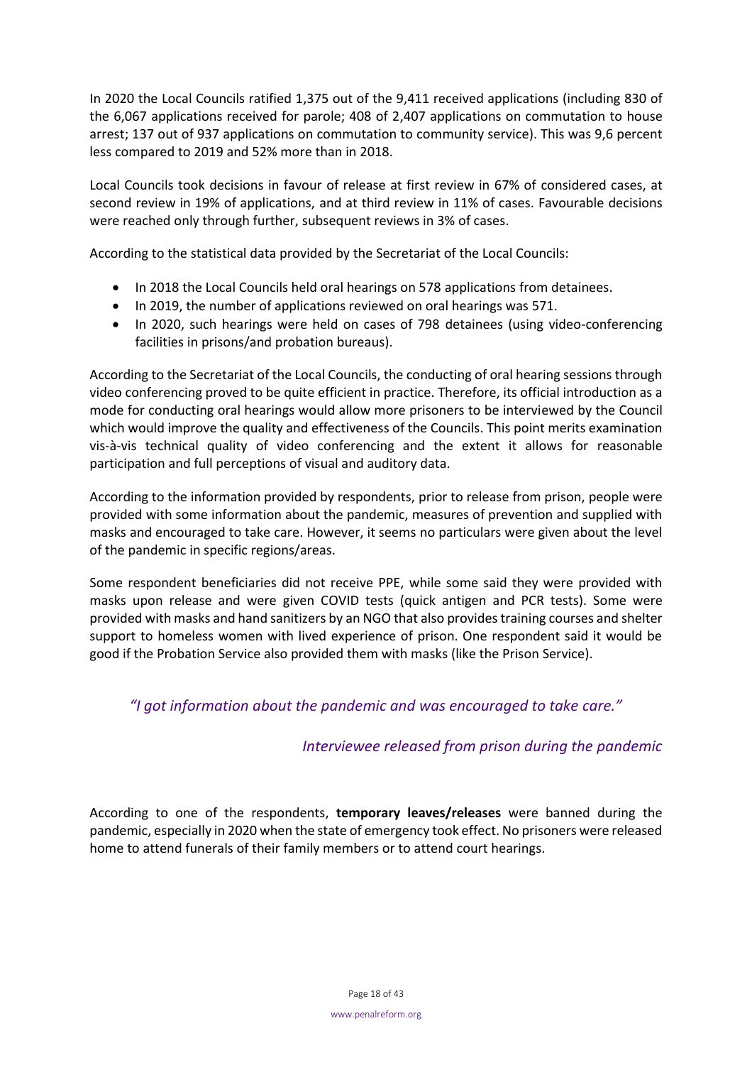In 2020 the Local Councils ratified 1,375 out of the 9,411 received applications (including 830 of the 6,067 applications received for parole; 408 of 2,407 applications on commutation to house arrest; 137 out of 937 applications on commutation to community service). This was 9,6 percent less compared to 2019 and 52% more than in 2018.

Local Councils took decisions in favour of release at first review in 67% of considered cases, at second review in 19% of applications, and at third review in 11% of cases. Favourable decisions were reached only through further, subsequent reviews in 3% of cases.

According to the statistical data provided by the Secretariat of the Local Councils:

- In 2018 the Local Councils held oral hearings on 578 applications from detainees.
- In 2019, the number of applications reviewed on oral hearings was 571.
- In 2020, such hearings were held on cases of 798 detainees (using video-conferencing facilities in prisons/and probation bureaus).

According to the Secretariat of the Local Councils, the conducting of oral hearing sessions through video conferencing proved to be quite efficient in practice. Therefore, its official introduction as a mode for conducting oral hearings would allow more prisoners to be interviewed by the Council which would improve the quality and effectiveness of the Councils. This point merits examination vis-à-vis technical quality of video conferencing and the extent it allows for reasonable participation and full perceptions of visual and auditory data.

According to the information provided by respondents, prior to release from prison, people were provided with some information about the pandemic, measures of prevention and supplied with masks and encouraged to take care. However, it seems no particulars were given about the level of the pandemic in specific regions/areas.

Some respondent beneficiaries did not receive PPE, while some said they were provided with masks upon release and were given COVID tests (quick antigen and PCR tests). Some were provided with masks and hand sanitizers by an NGO that also provides training courses and shelter support to homeless women with lived experience of prison. One respondent said it would be good if the Probation Service also provided them with masks (like the Prison Service).

*"I got information about the pandemic and was encouraged to take care."*

*Interviewee released from prison during the pandemic*

According to one of the respondents, **temporary leaves/releases** were banned during the pandemic, especially in 2020 when the state of emergency took effect. No prisoners were released home to attend funerals of their family members or to attend court hearings.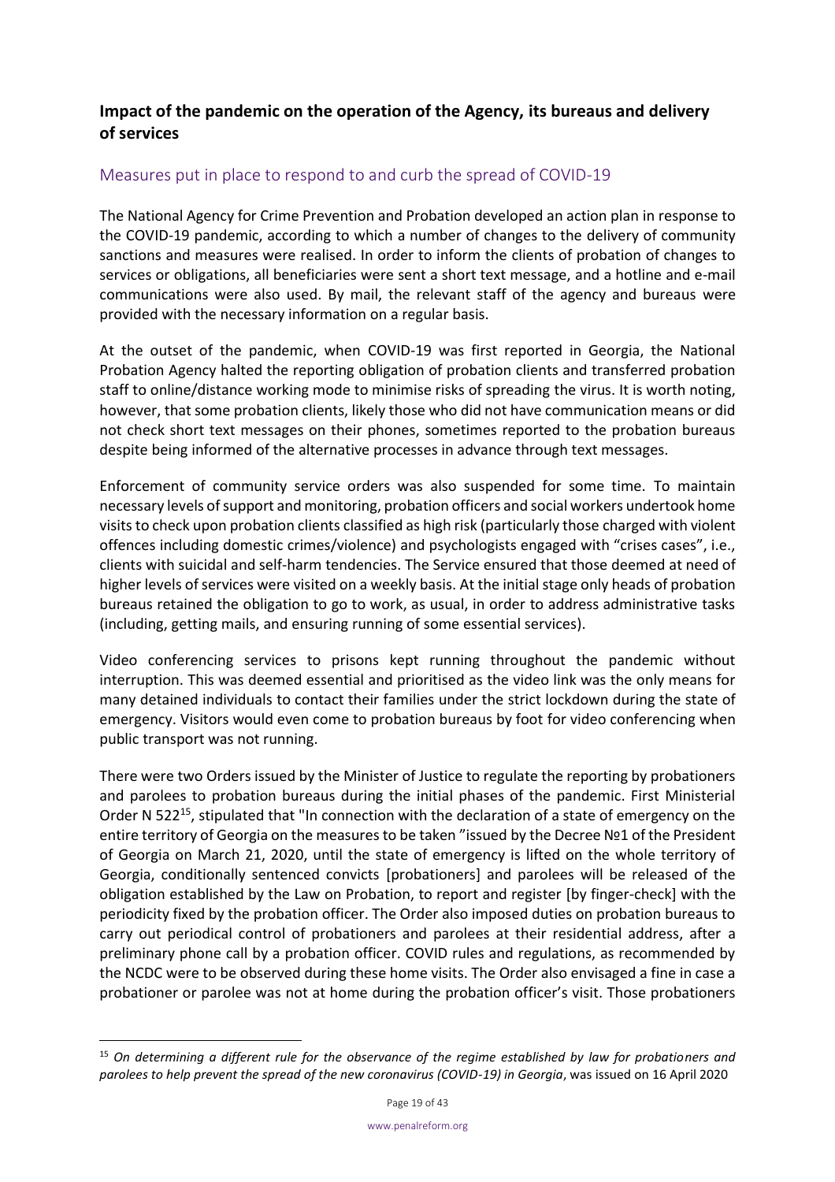## Impact of the pandemic on the operation of the Agency, its bureaus and delivery of services

### Measures put in place to respond to and curb the spread of COVID-19

The National Agency for Crime Prevention and Probation developed an action plan in response to the COVID-19 pandemic, according to which a number of changes to the delivery of community sanctions and measures were realised. In order to inform the clients of probation of changes to services or obligations, all beneficiaries were sent a short text message, and a hotline and e-mail communications were also used. By mail, the relevant staff of the agency and bureaus were provided with the necessary information on a regular basis.

At the outset of the pandemic, when COVID-19 was first reported in Georgia, the National Probation Agency halted the reporting obligation of probation clients and transferred probation staff to online/distance working mode to minimise risks of spreading the virus. It is worth noting, however, that some probation clients, likely those who did not have communication means or did not check short text messages on their phones, sometimes reported to the probation bureaus despite being informed of the alternative processes in advance through text messages.

Enforcement of community service orders was also suspended for some time. To maintain necessary levels of support and monitoring, probation officers and social workers undertook home visits to check upon probation clients classified as high risk (particularly those charged with violent offences including domestic crimes/violence) and psychologists engaged with "crises cases", i.e., clients with suicidal and self-harm tendencies. The Service ensured that those deemed at need of higher levels of services were visited on a weekly basis. At the initial stage only heads of probation bureaus retained the obligation to go to work, as usual, in order to address administrative tasks (including, getting mails, and ensuring running of some essential services).

Video conferencing services to prisons kept running throughout the pandemic without interruption. This was deemed essential and prioritised as the video link was the only means for many detained individuals to contact their families under the strict lockdown during the state of emergency. Visitors would even come to probation bureaus by foot for video conferencing when public transport was not running.

There were two Orders issued by the Minister of Justice to regulate the reporting by probationers and parolees to probation bureaus during the initial phases of the pandemic. First Ministerial Order N 522[15], stipulated that "In connection with the declaration of a state of emergency on the entire territory of Georgia on the measures to be taken "issued by the Decree №1 of the President of Georgia on March 21, 2020, until the state of emergency is lifted on the whole territory of Georgia, conditionally sentenced convicts [probationers] and parolees will be released of the obligation established by the Law on Probation, to report and register [by finger-check] with the periodicity fixed by the probation officer. The Order also imposed duties on probation bureaus to carry out periodical control of probationers and parolees at their residential address, after a preliminary phone call by a probation officer. COVID rules and regulations, as recommended by the NCDC were to be observed during these home visits. The Order also envisaged a fine in case a probationer or parolee was not at home during the probation officer's visit. Those probationers

[15] *On determining a different rule for the observance of the regime established by law for probationers and parolees to help prevent the spread of the new coronavirus (COVID-19) in Georgia*, was issued on 16 April 2020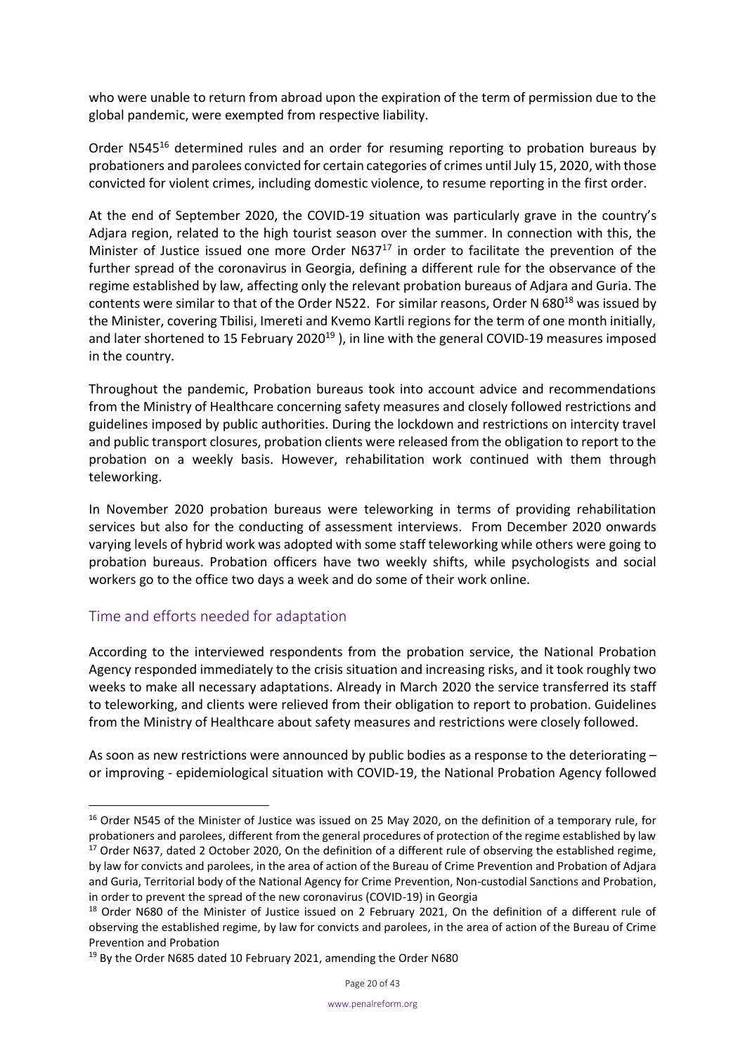who were unable to return from abroad upon the expiration of the term of permission due to the global pandemic, were exempted from respective liability.

Order N545[16] determined rules and an order for resuming reporting to probation bureaus by probationers and parolees convicted for certain categories of crimes until July 15, 2020, with those convicted for violent crimes, including domestic violence, to resume reporting in the first order.

At the end of September 2020, the COVID-19 situation was particularly grave in the country's Adjara region, related to the high tourist season over the summer. In connection with this, the Minister of Justice issued one more Order N637[17] in order to facilitate the prevention of the further spread of the coronavirus in Georgia, defining a different rule for the observance of the regime established by law, affecting only the relevant probation bureaus of Adjara and Guria. The contents were similar to that of the Order N522. For similar reasons, Order N 680[18] was issued by the Minister, covering Tbilisi, Imereti and Kvemo Kartli regions for the term of one month initially, and later shortened to 15 February 2020[19] ), in line with the general COVID-19 measures imposed in the country.

Throughout the pandemic, Probation bureaus took into account advice and recommendations from the Ministry of Healthcare concerning safety measures and closely followed restrictions and guidelines imposed by public authorities. During the lockdown and restrictions on intercity travel and public transport closures, probation clients were released from the obligation to report to the probation on a weekly basis. However, rehabilitation work continued with them through teleworking.

In November 2020 probation bureaus were teleworking in terms of providing rehabilitation services but also for the conducting of assessment interviews. From December 2020 onwards varying levels of hybrid work was adopted with some staff teleworking while others were going to probation bureaus. Probation officers have two weekly shifts, while psychologists and social workers go to the office two days a week and do some of their work online.

## Time and efforts needed for adaptation

According to the interviewed respondents from the probation service, the National Probation Agency responded immediately to the crisis situation and increasing risks, and it took roughly two weeks to make all necessary adaptations. Already in March 2020 the service transferred its staff to teleworking, and clients were relieved from their obligation to report to probation. Guidelines from the Ministry of Healthcare about safety measures and restrictions were closely followed.

As soon as new restrictions were announced by public bodies as a response to the deteriorating – or improving - epidemiological situation with COVID-19, the National Probation Agency followed

---

[16] Order N545 of the Minister of Justice was issued on 25 May 2020, on the definition of a temporary rule, for probationers and parolees, different from the general procedures of protection of the regime established by law

[17] Order N637, dated 2 October 2020, On the definition of a different rule of observing the established regime, by law for convicts and parolees, in the area of action of the Bureau of Crime Prevention and Probation of Adjara and Guria, Territorial body of the National Agency for Crime Prevention, Non-custodial Sanctions and Probation, in order to prevent the spread of the new coronavirus (COVID-19) in Georgia

[18] Order N680 of the Minister of Justice issued on 2 February 2021, On the definition of a different rule of observing the established regime, by law for convicts and parolees, in the area of action of the Bureau of Crime Prevention and Probation

[19] By the Order N685 dated 10 February 2021, amending the Order N680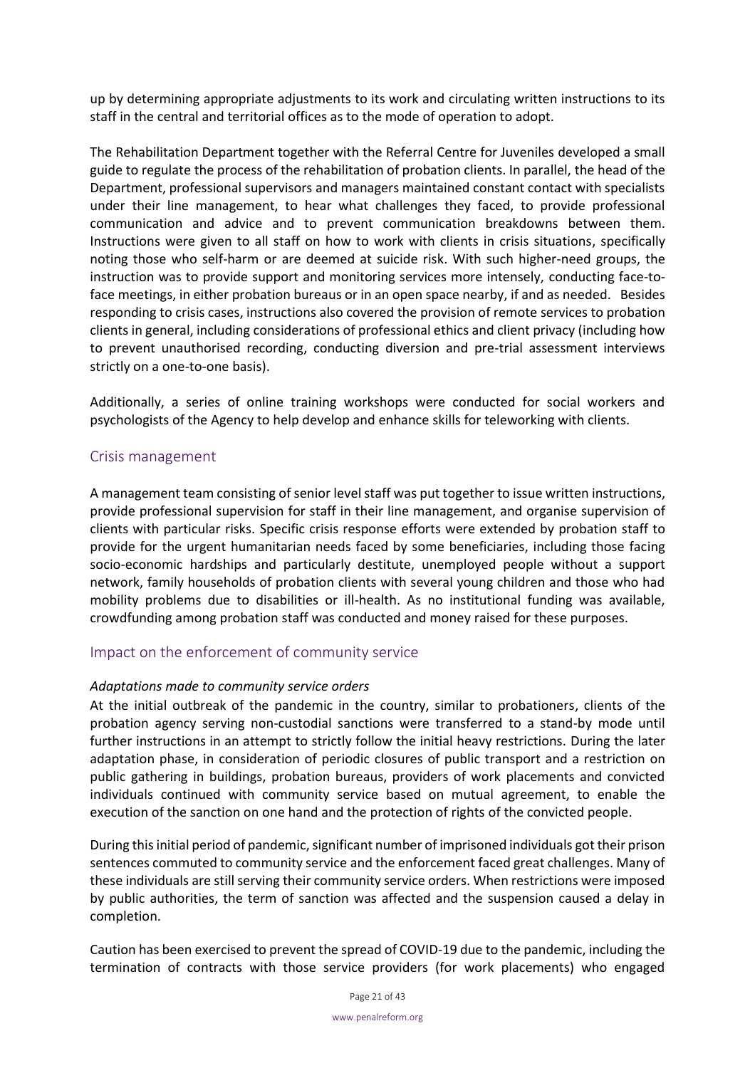up by determining appropriate adjustments to its work and circulating written instructions to its staff in the central and territorial offices as to the mode of operation to adopt.

The Rehabilitation Department together with the Referral Centre for Juveniles developed a small guide to regulate the process of the rehabilitation of probation clients. In parallel, the head of the Department, professional supervisors and managers maintained constant contact with specialists under their line management, to hear what challenges they faced, to provide professional communication and advice and to prevent communication breakdowns between them. Instructions were given to all staff on how to work with clients in crisis situations, specifically noting those who self-harm or are deemed at suicide risk. With such higher-need groups, the instruction was to provide support and monitoring services more intensely, conducting face-to-face meetings, in either probation bureaus or in an open space nearby, if and as needed. Besides responding to crisis cases, instructions also covered the provision of remote services to probation clients in general, including considerations of professional ethics and client privacy (including how to prevent unauthorised recording, conducting diversion and pre-trial assessment interviews strictly on a one-to-one basis).

Additionally, a series of online training workshops were conducted for social workers and psychologists of the Agency to help develop and enhance skills for teleworking with clients.

## Crisis management

A management team consisting of senior level staff was put together to issue written instructions, provide professional supervision for staff in their line management, and organise supervision of clients with particular risks. Specific crisis response efforts were extended by probation staff to provide for the urgent humanitarian needs faced by some beneficiaries, including those facing socio-economic hardships and particularly destitute, unemployed people without a support network, family households of probation clients with several young children and those who had mobility problems due to disabilities or ill-health. As no institutional funding was available, crowdfunding among probation staff was conducted and money raised for these purposes.

## Impact on the enforcement of community service

*Adaptations made to community service orders*

At the initial outbreak of the pandemic in the country, similar to probationers, clients of the probation agency serving non-custodial sanctions were transferred to a stand-by mode until further instructions in an attempt to strictly follow the initial heavy restrictions. During the later adaptation phase, in consideration of periodic closures of public transport and a restriction on public gathering in buildings, probation bureaus, providers of work placements and convicted individuals continued with community service based on mutual agreement, to enable the execution of the sanction on one hand and the protection of rights of the convicted people.

During this initial period of pandemic, significant number of imprisoned individuals got their prison sentences commuted to community service and the enforcement faced great challenges. Many of these individuals are still serving their community service orders. When restrictions were imposed by public authorities, the term of sanction was affected and the suspension caused a delay in completion.

Caution has been exercised to prevent the spread of COVID-19 due to the pandemic, including the termination of contracts with those service providers (for work placements) who engaged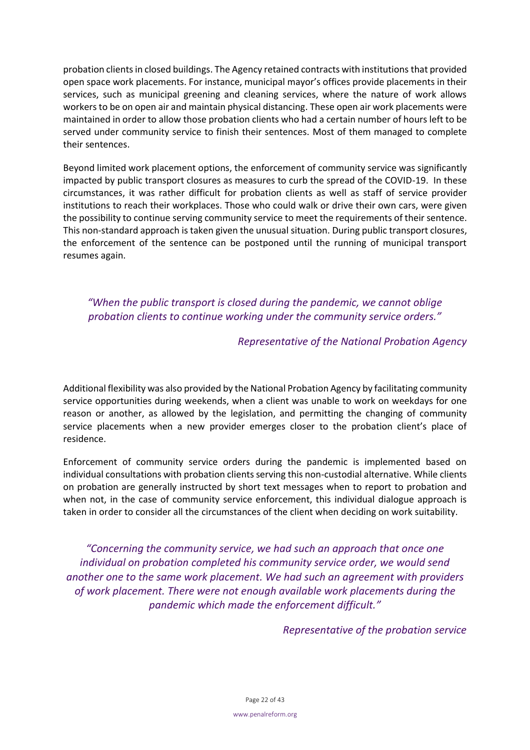probation clients in closed buildings. The Agency retained contracts with institutions that provided open space work placements. For instance, municipal mayor's offices provide placements in their services, such as municipal greening and cleaning services, where the nature of work allows workers to be on open air and maintain physical distancing. These open air work placements were maintained in order to allow those probation clients who had a certain number of hours left to be served under community service to finish their sentences. Most of them managed to complete their sentences.

Beyond limited work placement options, the enforcement of community service was significantly impacted by public transport closures as measures to curb the spread of the COVID-19. In these circumstances, it was rather difficult for probation clients as well as staff of service provider institutions to reach their workplaces. Those who could walk or drive their own cars, were given the possibility to continue serving community service to meet the requirements of their sentence. This non-standard approach is taken given the unusual situation. During public transport closures, the enforcement of the sentence can be postponed until the running of municipal transport resumes again.

> *"When the public transport is closed during the pandemic, we cannot oblige probation clients to continue working under the community service orders."*
>
> *Representative of the National Probation Agency*

Additional flexibility was also provided by the National Probation Agency by facilitating community service opportunities during weekends, when a client was unable to work on weekdays for one reason or another, as allowed by the legislation, and permitting the changing of community service placements when a new provider emerges closer to the probation client's place of residence.

Enforcement of community service orders during the pandemic is implemented based on individual consultations with probation clients serving this non-custodial alternative. While clients on probation are generally instructed by short text messages when to report to probation and when not, in the case of community service enforcement, this individual dialogue approach is taken in order to consider all the circumstances of the client when deciding on work suitability.

> *"Concerning the community service, we had such an approach that once one individual on probation completed his community service order, we would send another one to the same work placement. We had such an agreement with providers of work placement. There were not enough available work placements during the pandemic which made the enforcement difficult."*
>
> *Representative of the probation service*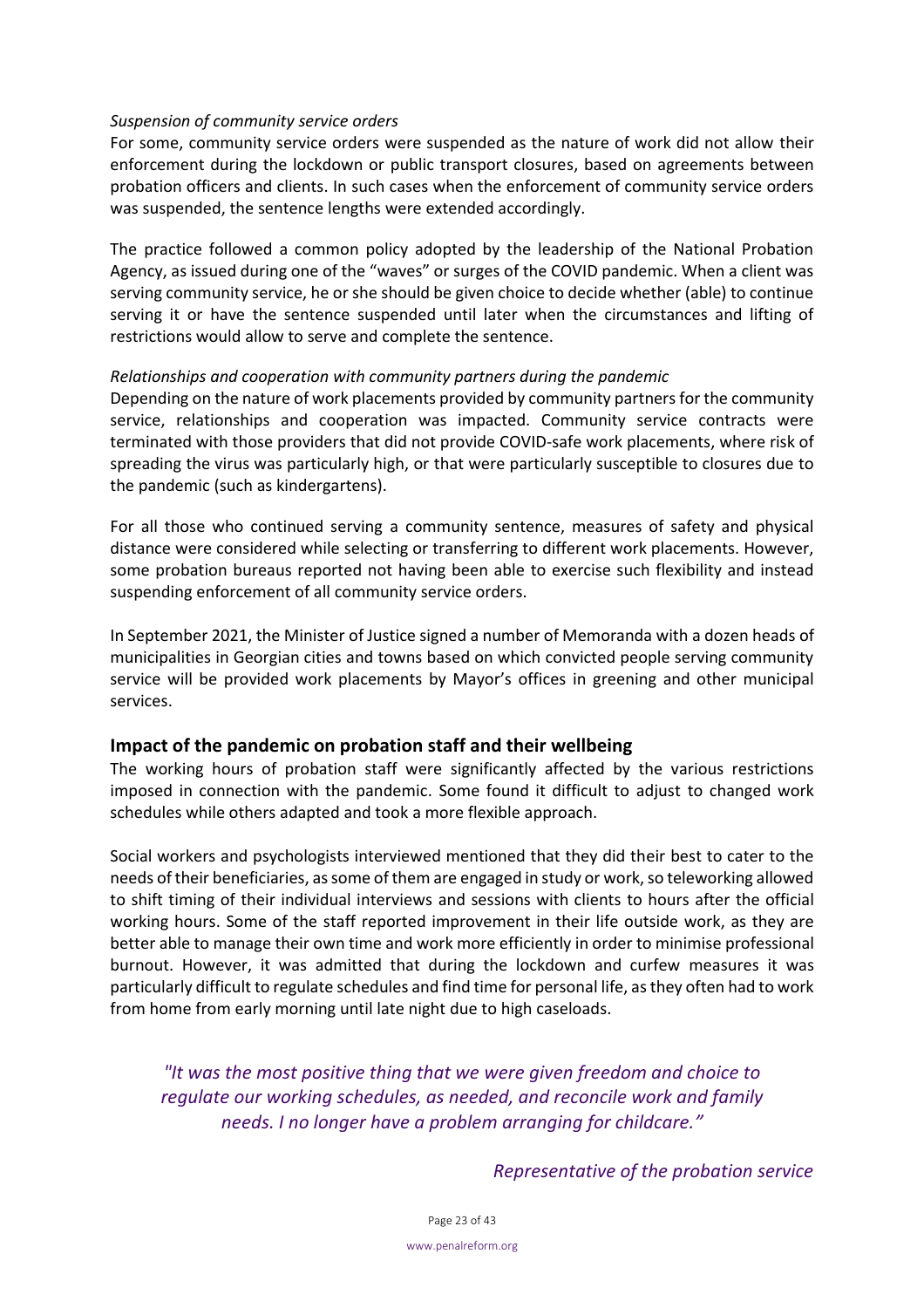*Suspension of community service orders*

For some, community service orders were suspended as the nature of work did not allow their enforcement during the lockdown or public transport closures, based on agreements between probation officers and clients. In such cases when the enforcement of community service orders was suspended, the sentence lengths were extended accordingly.

The practice followed a common policy adopted by the leadership of the National Probation Agency, as issued during one of the "waves" or surges of the COVID pandemic. When a client was serving community service, he or she should be given choice to decide whether (able) to continue serving it or have the sentence suspended until later when the circumstances and lifting of restrictions would allow to serve and complete the sentence.

*Relationships and cooperation with community partners during the pandemic*

Depending on the nature of work placements provided by community partners for the community service, relationships and cooperation was impacted. Community service contracts were terminated with those providers that did not provide COVID-safe work placements, where risk of spreading the virus was particularly high, or that were particularly susceptible to closures due to the pandemic (such as kindergartens).

For all those who continued serving a community sentence, measures of safety and physical distance were considered while selecting or transferring to different work placements. However, some probation bureaus reported not having been able to exercise such flexibility and instead suspending enforcement of all community service orders.

In September 2021, the Minister of Justice signed a number of Memoranda with a dozen heads of municipalities in Georgian cities and towns based on which convicted people serving community service will be provided work placements by Mayor's offices in greening and other municipal services.

## Impact of the pandemic on probation staff and their wellbeing

The working hours of probation staff were significantly affected by the various restrictions imposed in connection with the pandemic. Some found it difficult to adjust to changed work schedules while others adapted and took a more flexible approach.

Social workers and psychologists interviewed mentioned that they did their best to cater to the needs of their beneficiaries, as some of them are engaged in study or work, so teleworking allowed to shift timing of their individual interviews and sessions with clients to hours after the official working hours. Some of the staff reported improvement in their life outside work, as they are better able to manage their own time and work more efficiently in order to minimise professional burnout. However, it was admitted that during the lockdown and curfew measures it was particularly difficult to regulate schedules and find time for personal life, as they often had to work from home from early morning until late night due to high caseloads.

> *"It was the most positive thing that we were given freedom and choice to regulate our working schedules, as needed, and reconcile work and family needs. I no longer have a problem arranging for childcare."*
>
> *Representative of the probation service*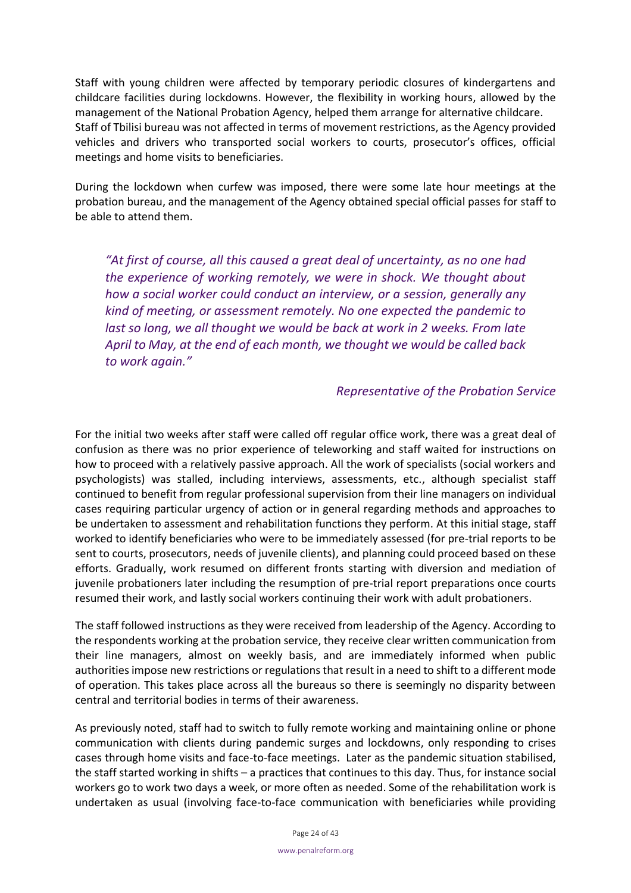Staff with young children were affected by temporary periodic closures of kindergartens and childcare facilities during lockdowns. However, the flexibility in working hours, allowed by the management of the National Probation Agency, helped them arrange for alternative childcare. Staff of Tbilisi bureau was not affected in terms of movement restrictions, as the Agency provided vehicles and drivers who transported social workers to courts, prosecutor's offices, official meetings and home visits to beneficiaries.

During the lockdown when curfew was imposed, there were some late hour meetings at the probation bureau, and the management of the Agency obtained special official passes for staff to be able to attend them.

> *"At first of course, all this caused a great deal of uncertainty, as no one had the experience of working remotely, we were in shock. We thought about how a social worker could conduct an interview, or a session, generally any kind of meeting, or assessment remotely. No one expected the pandemic to last so long, we all thought we would be back at work in 2 weeks. From late April to May, at the end of each month, we thought we would be called back to work again."*
>
> *Representative of the Probation Service*

For the initial two weeks after staff were called off regular office work, there was a great deal of confusion as there was no prior experience of teleworking and staff waited for instructions on how to proceed with a relatively passive approach. All the work of specialists (social workers and psychologists) was stalled, including interviews, assessments, etc., although specialist staff continued to benefit from regular professional supervision from their line managers on individual cases requiring particular urgency of action or in general regarding methods and approaches to be undertaken to assessment and rehabilitation functions they perform. At this initial stage, staff worked to identify beneficiaries who were to be immediately assessed (for pre-trial reports to be sent to courts, prosecutors, needs of juvenile clients), and planning could proceed based on these efforts. Gradually, work resumed on different fronts starting with diversion and mediation of juvenile probationers later including the resumption of pre-trial report preparations once courts resumed their work, and lastly social workers continuing their work with adult probationers.

The staff followed instructions as they were received from leadership of the Agency. According to the respondents working at the probation service, they receive clear written communication from their line managers, almost on weekly basis, and are immediately informed when public authorities impose new restrictions or regulations that result in a need to shift to a different mode of operation. This takes place across all the bureaus so there is seemingly no disparity between central and territorial bodies in terms of their awareness.

As previously noted, staff had to switch to fully remote working and maintaining online or phone communication with clients during pandemic surges and lockdowns, only responding to crises cases through home visits and face-to-face meetings. Later as the pandemic situation stabilised, the staff started working in shifts – a practices that continues to this day. Thus, for instance social workers go to work two days a week, or more often as needed. Some of the rehabilitation work is undertaken as usual (involving face-to-face communication with beneficiaries while providing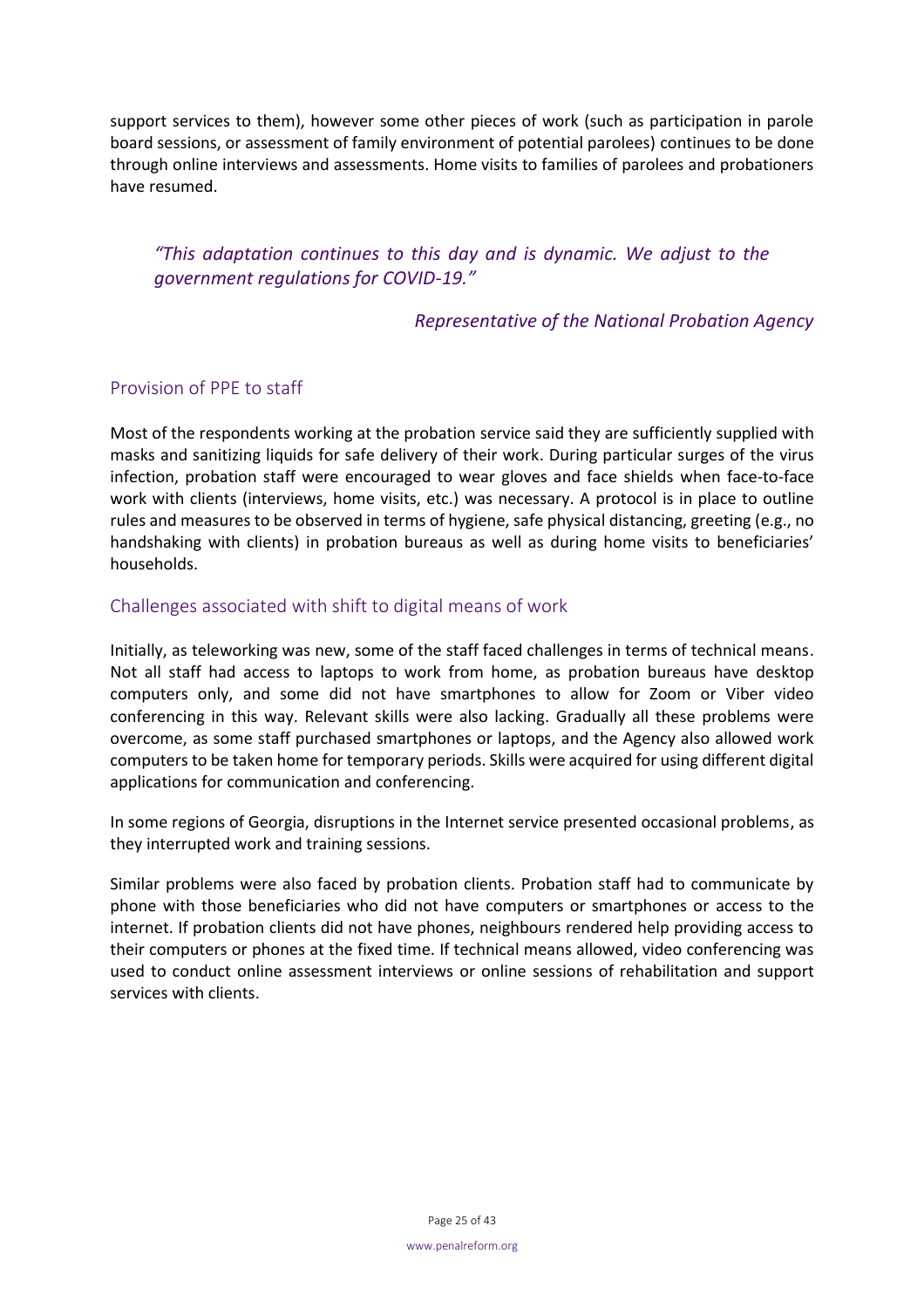support services to them), however some other pieces of work (such as participation in parole board sessions, or assessment of family environment of potential parolees) continues to be done through online interviews and assessments. Home visits to families of parolees and probationers have resumed.

> *"This adaptation continues to this day and is dynamic. We adjust to the government regulations for COVID-19."*
>
> *Representative of the National Probation Agency*

## Provision of PPE to staff

Most of the respondents working at the probation service said they are sufficiently supplied with masks and sanitizing liquids for safe delivery of their work. During particular surges of the virus infection, probation staff were encouraged to wear gloves and face shields when face-to-face work with clients (interviews, home visits, etc.) was necessary. A protocol is in place to outline rules and measures to be observed in terms of hygiene, safe physical distancing, greeting (e.g., no handshaking with clients) in probation bureaus as well as during home visits to beneficiaries' households.

## Challenges associated with shift to digital means of work

Initially, as teleworking was new, some of the staff faced challenges in terms of technical means. Not all staff had access to laptops to work from home, as probation bureaus have desktop computers only, and some did not have smartphones to allow for Zoom or Viber video conferencing in this way. Relevant skills were also lacking. Gradually all these problems were overcome, as some staff purchased smartphones or laptops, and the Agency also allowed work computers to be taken home for temporary periods. Skills were acquired for using different digital applications for communication and conferencing.

In some regions of Georgia, disruptions in the Internet service presented occasional problems, as they interrupted work and training sessions.

Similar problems were also faced by probation clients. Probation staff had to communicate by phone with those beneficiaries who did not have computers or smartphones or access to the internet. If probation clients did not have phones, neighbours rendered help providing access to their computers or phones at the fixed time. If technical means allowed, video conferencing was used to conduct online assessment interviews or online sessions of rehabilitation and support services with clients.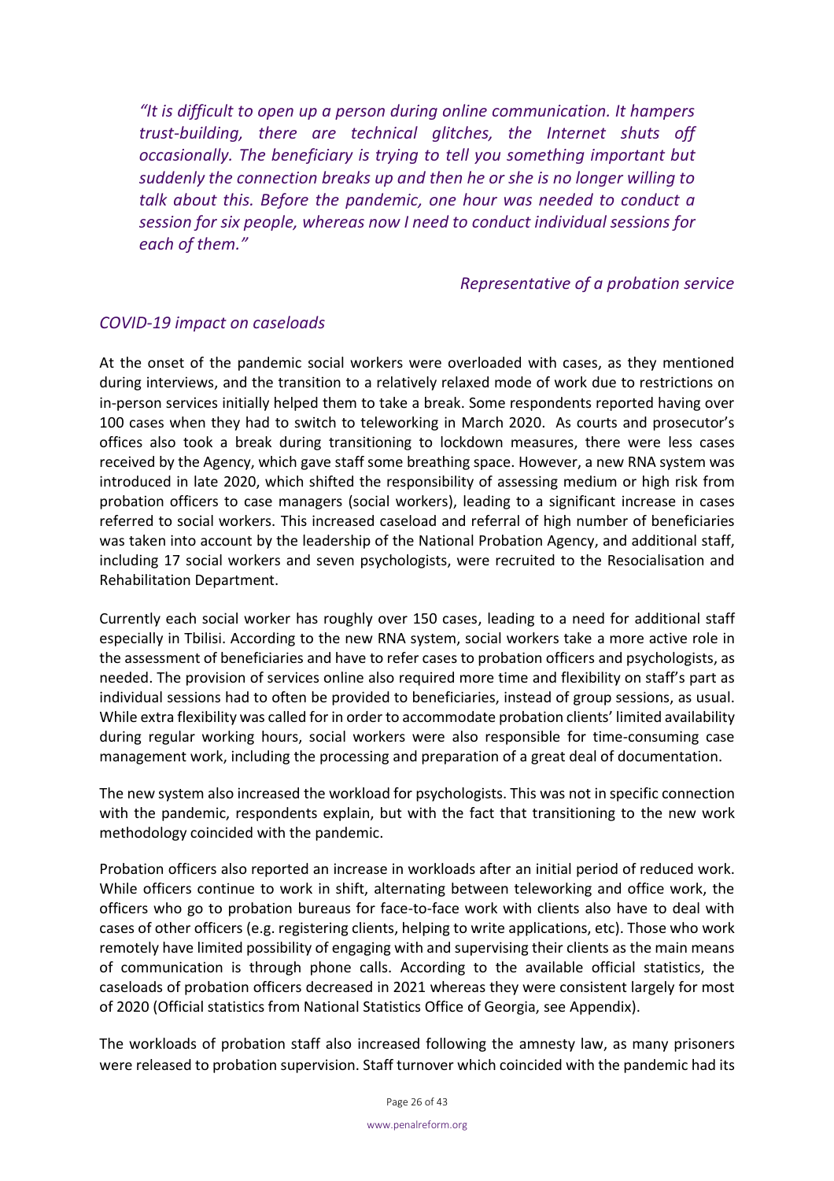*"It is difficult to open up a person during online communication. It hampers trust-building, there are technical glitches, the Internet shuts off occasionally. The beneficiary is trying to tell you something important but suddenly the connection breaks up and then he or she is no longer willing to talk about this. Before the pandemic, one hour was needed to conduct a session for six people, whereas now I need to conduct individual sessions for each of them."*

*Representative of a probation service*

### *COVID-19 impact on caseloads*

At the onset of the pandemic social workers were overloaded with cases, as they mentioned during interviews, and the transition to a relatively relaxed mode of work due to restrictions on in-person services initially helped them to take a break. Some respondents reported having over 100 cases when they had to switch to teleworking in March 2020. As courts and prosecutor's offices also took a break during transitioning to lockdown measures, there were less cases received by the Agency, which gave staff some breathing space. However, a new RNA system was introduced in late 2020, which shifted the responsibility of assessing medium or high risk from probation officers to case managers (social workers), leading to a significant increase in cases referred to social workers. This increased caseload and referral of high number of beneficiaries was taken into account by the leadership of the National Probation Agency, and additional staff, including 17 social workers and seven psychologists, were recruited to the Resocialisation and Rehabilitation Department.

Currently each social worker has roughly over 150 cases, leading to a need for additional staff especially in Tbilisi. According to the new RNA system, social workers take a more active role in the assessment of beneficiaries and have to refer cases to probation officers and psychologists, as needed. The provision of services online also required more time and flexibility on staff's part as individual sessions had to often be provided to beneficiaries, instead of group sessions, as usual. While extra flexibility was called for in order to accommodate probation clients' limited availability during regular working hours, social workers were also responsible for time-consuming case management work, including the processing and preparation of a great deal of documentation.

The new system also increased the workload for psychologists. This was not in specific connection with the pandemic, respondents explain, but with the fact that transitioning to the new work methodology coincided with the pandemic.

Probation officers also reported an increase in workloads after an initial period of reduced work. While officers continue to work in shift, alternating between teleworking and office work, the officers who go to probation bureaus for face-to-face work with clients also have to deal with cases of other officers (e.g. registering clients, helping to write applications, etc). Those who work remotely have limited possibility of engaging with and supervising their clients as the main means of communication is through phone calls. According to the available official statistics, the caseloads of probation officers decreased in 2021 whereas they were consistent largely for most of 2020 (Official statistics from National Statistics Office of Georgia, see Appendix).

The workloads of probation staff also increased following the amnesty law, as many prisoners were released to probation supervision. Staff turnover which coincided with the pandemic had its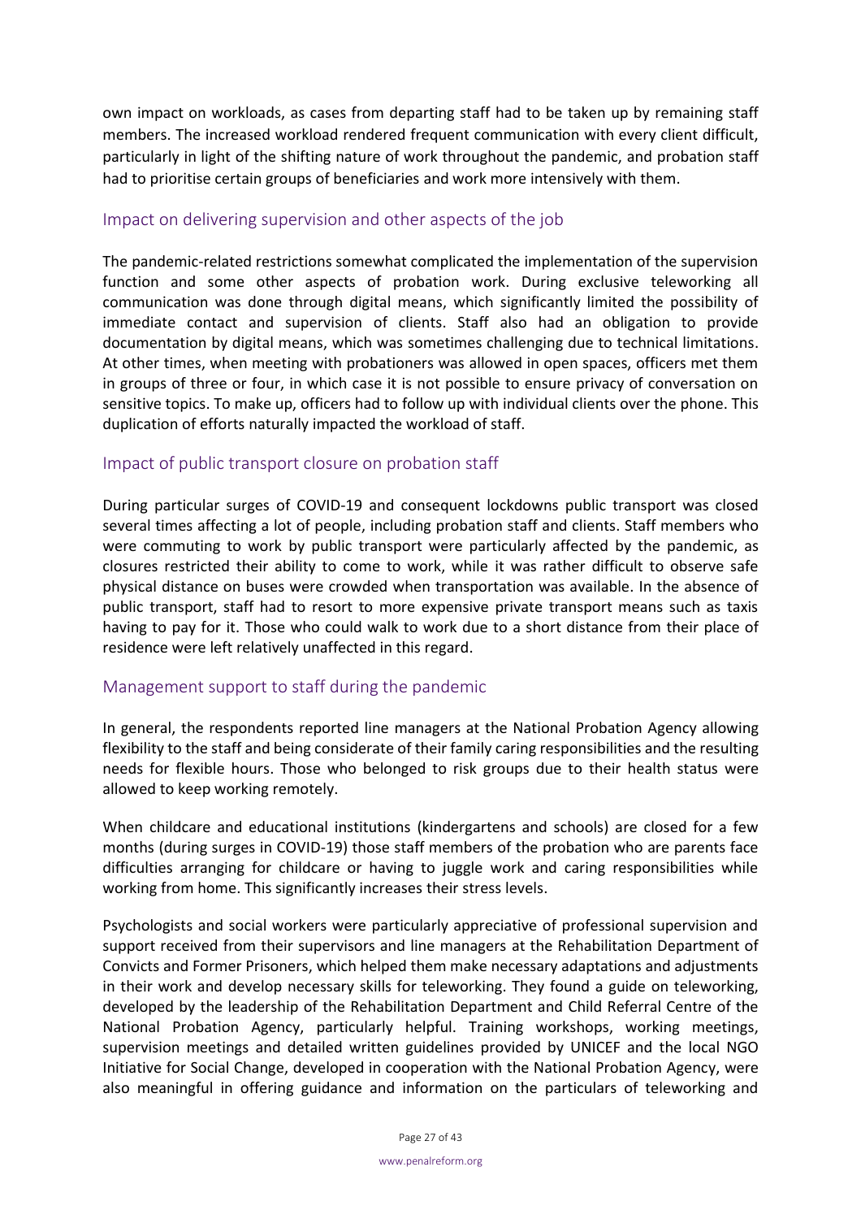own impact on workloads, as cases from departing staff had to be taken up by remaining staff members. The increased workload rendered frequent communication with every client difficult, particularly in light of the shifting nature of work throughout the pandemic, and probation staff had to prioritise certain groups of beneficiaries and work more intensively with them.

### Impact on delivering supervision and other aspects of the job

The pandemic-related restrictions somewhat complicated the implementation of the supervision function and some other aspects of probation work. During exclusive teleworking all communication was done through digital means, which significantly limited the possibility of immediate contact and supervision of clients. Staff also had an obligation to provide documentation by digital means, which was sometimes challenging due to technical limitations. At other times, when meeting with probationers was allowed in open spaces, officers met them in groups of three or four, in which case it is not possible to ensure privacy of conversation on sensitive topics. To make up, officers had to follow up with individual clients over the phone. This duplication of efforts naturally impacted the workload of staff.

### Impact of public transport closure on probation staff

During particular surges of COVID-19 and consequent lockdowns public transport was closed several times affecting a lot of people, including probation staff and clients. Staff members who were commuting to work by public transport were particularly affected by the pandemic, as closures restricted their ability to come to work, while it was rather difficult to observe safe physical distance on buses were crowded when transportation was available. In the absence of public transport, staff had to resort to more expensive private transport means such as taxis having to pay for it. Those who could walk to work due to a short distance from their place of residence were left relatively unaffected in this regard.

### Management support to staff during the pandemic

In general, the respondents reported line managers at the National Probation Agency allowing flexibility to the staff and being considerate of their family caring responsibilities and the resulting needs for flexible hours. Those who belonged to risk groups due to their health status were allowed to keep working remotely.

When childcare and educational institutions (kindergartens and schools) are closed for a few months (during surges in COVID-19) those staff members of the probation who are parents face difficulties arranging for childcare or having to juggle work and caring responsibilities while working from home. This significantly increases their stress levels.

Psychologists and social workers were particularly appreciative of professional supervision and support received from their supervisors and line managers at the Rehabilitation Department of Convicts and Former Prisoners, which helped them make necessary adaptations and adjustments in their work and develop necessary skills for teleworking. They found a guide on teleworking, developed by the leadership of the Rehabilitation Department and Child Referral Centre of the National Probation Agency, particularly helpful. Training workshops, working meetings, supervision meetings and detailed written guidelines provided by UNICEF and the local NGO Initiative for Social Change, developed in cooperation with the National Probation Agency, were also meaningful in offering guidance and information on the particulars of teleworking and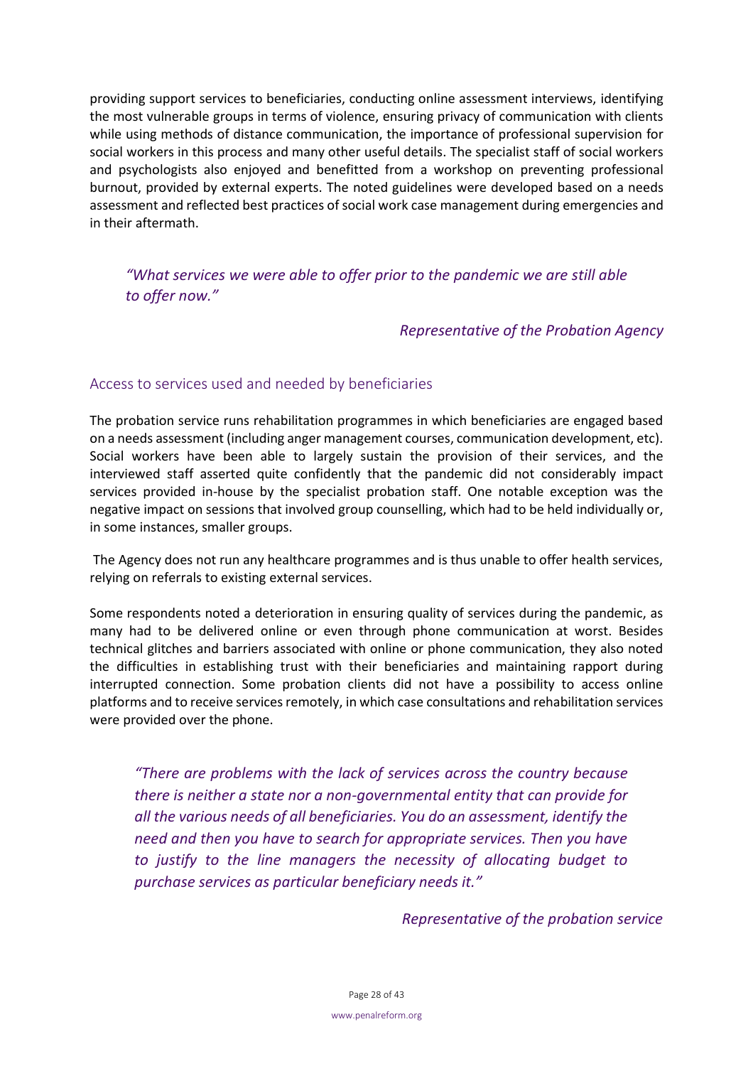providing support services to beneficiaries, conducting online assessment interviews, identifying the most vulnerable groups in terms of violence, ensuring privacy of communication with clients while using methods of distance communication, the importance of professional supervision for social workers in this process and many other useful details. The specialist staff of social workers and psychologists also enjoyed and benefitted from a workshop on preventing professional burnout, provided by external experts. The noted guidelines were developed based on a needs assessment and reflected best practices of social work case management during emergencies and in their aftermath.

> *"What services we were able to offer prior to the pandemic we are still able to offer now."*
>
> *Representative of the Probation Agency*

## Access to services used and needed by beneficiaries

The probation service runs rehabilitation programmes in which beneficiaries are engaged based on a needs assessment (including anger management courses, communication development, etc). Social workers have been able to largely sustain the provision of their services, and the interviewed staff asserted quite confidently that the pandemic did not considerably impact services provided in-house by the specialist probation staff. One notable exception was the negative impact on sessions that involved group counselling, which had to be held individually or, in some instances, smaller groups.

The Agency does not run any healthcare programmes and is thus unable to offer health services, relying on referrals to existing external services.

Some respondents noted a deterioration in ensuring quality of services during the pandemic, as many had to be delivered online or even through phone communication at worst. Besides technical glitches and barriers associated with online or phone communication, they also noted the difficulties in establishing trust with their beneficiaries and maintaining rapport during interrupted connection. Some probation clients did not have a possibility to access online platforms and to receive services remotely, in which case consultations and rehabilitation services were provided over the phone.

> *"There are problems with the lack of services across the country because there is neither a state nor a non-governmental entity that can provide for all the various needs of all beneficiaries. You do an assessment, identify the need and then you have to search for appropriate services. Then you have to justify to the line managers the necessity of allocating budget to purchase services as particular beneficiary needs it."*
>
> *Representative of the probation service*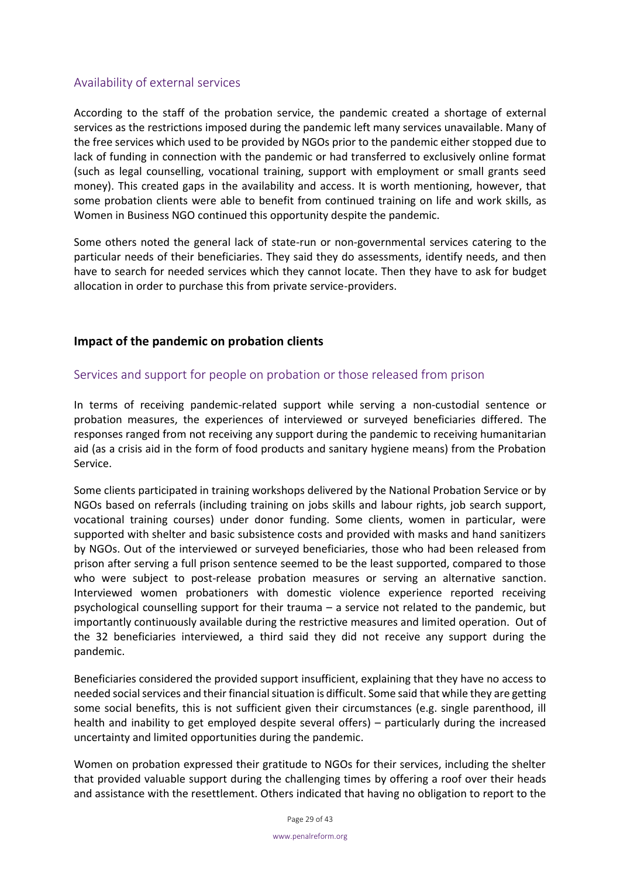### Availability of external services

According to the staff of the probation service, the pandemic created a shortage of external services as the restrictions imposed during the pandemic left many services unavailable. Many of the free services which used to be provided by NGOs prior to the pandemic either stopped due to lack of funding in connection with the pandemic or had transferred to exclusively online format (such as legal counselling, vocational training, support with employment or small grants seed money). This created gaps in the availability and access. It is worth mentioning, however, that some probation clients were able to benefit from continued training on life and work skills, as Women in Business NGO continued this opportunity despite the pandemic.

Some others noted the general lack of state-run or non-governmental services catering to the particular needs of their beneficiaries. They said they do assessments, identify needs, and then have to search for needed services which they cannot locate. Then they have to ask for budget allocation in order to purchase this from private service-providers.

## Impact of the pandemic on probation clients

### Services and support for people on probation or those released from prison

In terms of receiving pandemic-related support while serving a non-custodial sentence or probation measures, the experiences of interviewed or surveyed beneficiaries differed. The responses ranged from not receiving any support during the pandemic to receiving humanitarian aid (as a crisis aid in the form of food products and sanitary hygiene means) from the Probation Service.

Some clients participated in training workshops delivered by the National Probation Service or by NGOs based on referrals (including training on jobs skills and labour rights, job search support, vocational training courses) under donor funding. Some clients, women in particular, were supported with shelter and basic subsistence costs and provided with masks and hand sanitizers by NGOs. Out of the interviewed or surveyed beneficiaries, those who had been released from prison after serving a full prison sentence seemed to be the least supported, compared to those who were subject to post-release probation measures or serving an alternative sanction. Interviewed women probationers with domestic violence experience reported receiving psychological counselling support for their trauma – a service not related to the pandemic, but importantly continuously available during the restrictive measures and limited operation. Out of the 32 beneficiaries interviewed, a third said they did not receive any support during the pandemic.

Beneficiaries considered the provided support insufficient, explaining that they have no access to needed social services and their financial situation is difficult. Some said that while they are getting some social benefits, this is not sufficient given their circumstances (e.g. single parenthood, ill health and inability to get employed despite several offers) – particularly during the increased uncertainty and limited opportunities during the pandemic.

Women on probation expressed their gratitude to NGOs for their services, including the shelter that provided valuable support during the challenging times by offering a roof over their heads and assistance with the resettlement. Others indicated that having no obligation to report to the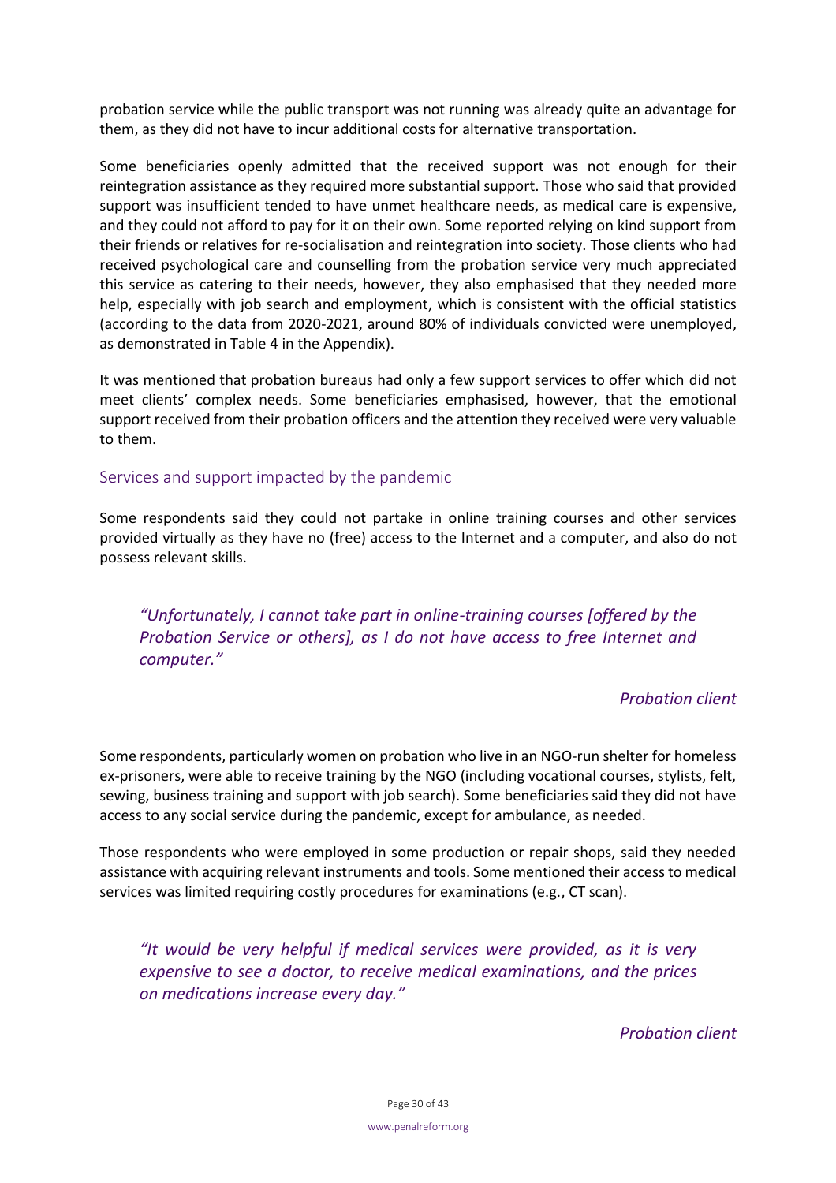probation service while the public transport was not running was already quite an advantage for them, as they did not have to incur additional costs for alternative transportation.

Some beneficiaries openly admitted that the received support was not enough for their reintegration assistance as they required more substantial support. Those who said that provided support was insufficient tended to have unmet healthcare needs, as medical care is expensive, and they could not afford to pay for it on their own. Some reported relying on kind support from their friends or relatives for re-socialisation and reintegration into society. Those clients who had received psychological care and counselling from the probation service very much appreciated this service as catering to their needs, however, they also emphasised that they needed more help, especially with job search and employment, which is consistent with the official statistics (according to the data from 2020-2021, around 80% of individuals convicted were unemployed, as demonstrated in Table 4 in the Appendix).

It was mentioned that probation bureaus had only a few support services to offer which did not meet clients' complex needs. Some beneficiaries emphasised, however, that the emotional support received from their probation officers and the attention they received were very valuable to them.

### Services and support impacted by the pandemic

Some respondents said they could not partake in online training courses and other services provided virtually as they have no (free) access to the Internet and a computer, and also do not possess relevant skills.

> *"Unfortunately, I cannot take part in online-training courses [offered by the Probation Service or others], as I do not have access to free Internet and computer."*
>
> *Probation client*

Some respondents, particularly women on probation who live in an NGO-run shelter for homeless ex-prisoners, were able to receive training by the NGO (including vocational courses, stylists, felt, sewing, business training and support with job search). Some beneficiaries said they did not have access to any social service during the pandemic, except for ambulance, as needed.

Those respondents who were employed in some production or repair shops, said they needed assistance with acquiring relevant instruments and tools. Some mentioned their access to medical services was limited requiring costly procedures for examinations (e.g., CT scan).

> *"It would be very helpful if medical services were provided, as it is very expensive to see a doctor, to receive medical examinations, and the prices on medications increase every day."*
>
> *Probation client*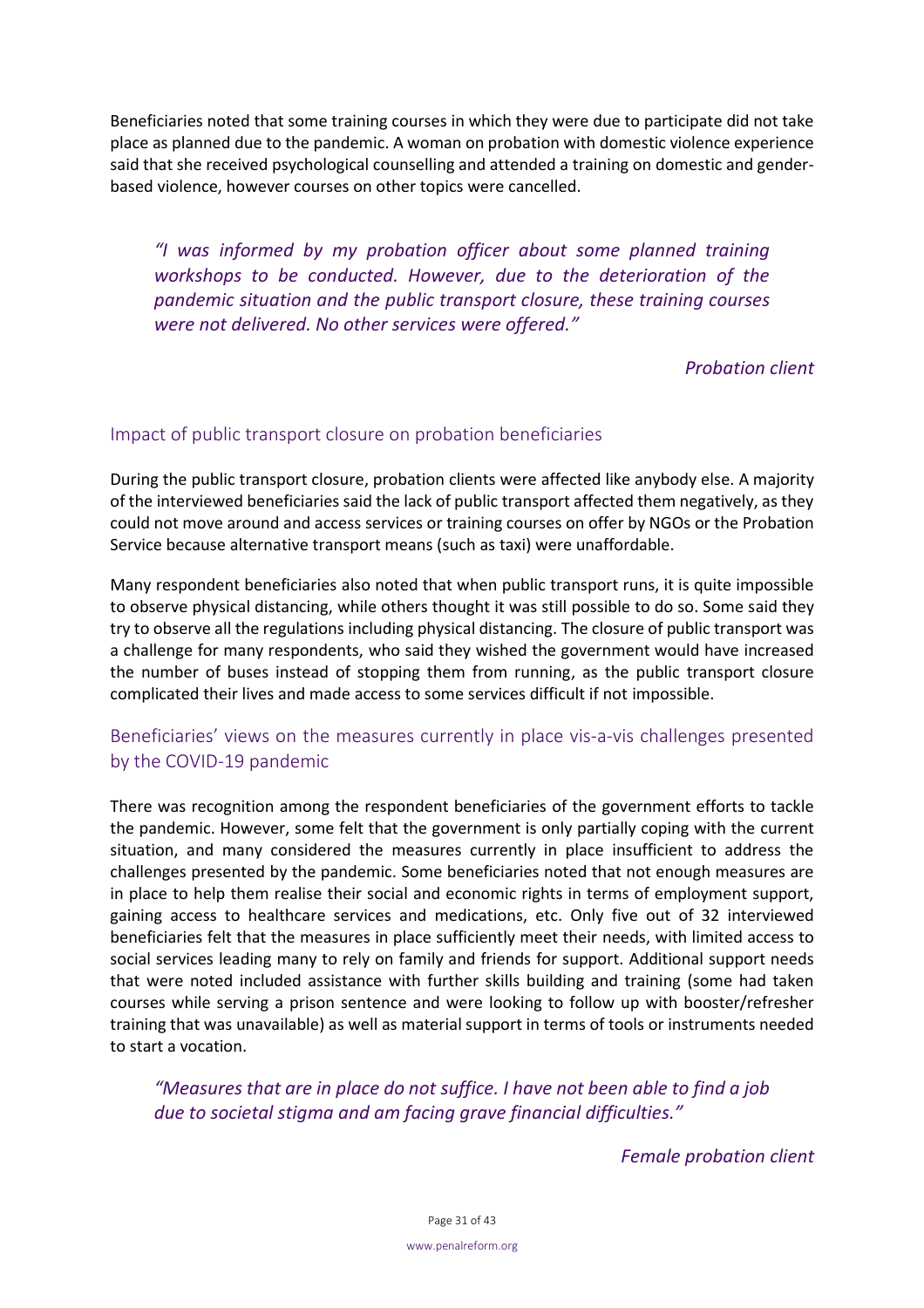Beneficiaries noted that some training courses in which they were due to participate did not take place as planned due to the pandemic. A woman on probation with domestic violence experience said that she received psychological counselling and attended a training on domestic and gender-based violence, however courses on other topics were cancelled.

> *"I was informed by my probation officer about some planned training workshops to be conducted. However, due to the deterioration of the pandemic situation and the public transport closure, these training courses were not delivered. No other services were offered."*
>
> *Probation client*

### Impact of public transport closure on probation beneficiaries

During the public transport closure, probation clients were affected like anybody else. A majority of the interviewed beneficiaries said the lack of public transport affected them negatively, as they could not move around and access services or training courses on offer by NGOs or the Probation Service because alternative transport means (such as taxi) were unaffordable.

Many respondent beneficiaries also noted that when public transport runs, it is quite impossible to observe physical distancing, while others thought it was still possible to do so. Some said they try to observe all the regulations including physical distancing. The closure of public transport was a challenge for many respondents, who said they wished the government would have increased the number of buses instead of stopping them from running, as the public transport closure complicated their lives and made access to some services difficult if not impossible.

### Beneficiaries' views on the measures currently in place vis-a-vis challenges presented by the COVID-19 pandemic

There was recognition among the respondent beneficiaries of the government efforts to tackle the pandemic. However, some felt that the government is only partially coping with the current situation, and many considered the measures currently in place insufficient to address the challenges presented by the pandemic. Some beneficiaries noted that not enough measures are in place to help them realise their social and economic rights in terms of employment support, gaining access to healthcare services and medications, etc. Only five out of 32 interviewed beneficiaries felt that the measures in place sufficiently meet their needs, with limited access to social services leading many to rely on family and friends for support. Additional support needs that were noted included assistance with further skills building and training (some had taken courses while serving a prison sentence and were looking to follow up with booster/refresher training that was unavailable) as well as material support in terms of tools or instruments needed to start a vocation.

> *"Measures that are in place do not suffice. I have not been able to find a job due to societal stigma and am facing grave financial difficulties."*
>
> *Female probation client*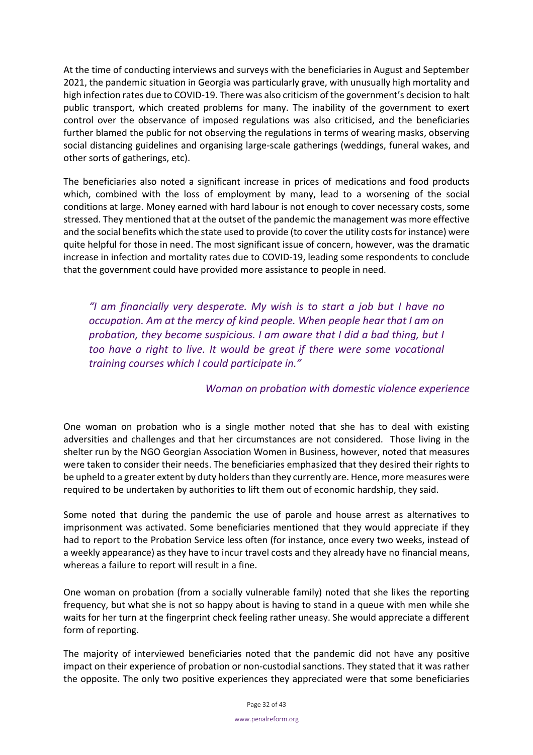At the time of conducting interviews and surveys with the beneficiaries in August and September 2021, the pandemic situation in Georgia was particularly grave, with unusually high mortality and high infection rates due to COVID-19. There was also criticism of the government's decision to halt public transport, which created problems for many. The inability of the government to exert control over the observance of imposed regulations was also criticised, and the beneficiaries further blamed the public for not observing the regulations in terms of wearing masks, observing social distancing guidelines and organising large-scale gatherings (weddings, funeral wakes, and other sorts of gatherings, etc).

The beneficiaries also noted a significant increase in prices of medications and food products which, combined with the loss of employment by many, lead to a worsening of the social conditions at large. Money earned with hard labour is not enough to cover necessary costs, some stressed. They mentioned that at the outset of the pandemic the management was more effective and the social benefits which the state used to provide (to cover the utility costs for instance) were quite helpful for those in need. The most significant issue of concern, however, was the dramatic increase in infection and mortality rates due to COVID-19, leading some respondents to conclude that the government could have provided more assistance to people in need.

> *"I am financially very desperate. My wish is to start a job but I have no occupation. Am at the mercy of kind people. When people hear that I am on probation, they become suspicious. I am aware that I did a bad thing, but I too have a right to live. It would be great if there were some vocational training courses which I could participate in."*
>
> *Woman on probation with domestic violence experience*

One woman on probation who is a single mother noted that she has to deal with existing adversities and challenges and that her circumstances are not considered. Those living in the shelter run by the NGO Georgian Association Women in Business, however, noted that measures were taken to consider their needs. The beneficiaries emphasized that they desired their rights to be upheld to a greater extent by duty holders than they currently are. Hence, more measures were required to be undertaken by authorities to lift them out of economic hardship, they said.

Some noted that during the pandemic the use of parole and house arrest as alternatives to imprisonment was activated. Some beneficiaries mentioned that they would appreciate if they had to report to the Probation Service less often (for instance, once every two weeks, instead of a weekly appearance) as they have to incur travel costs and they already have no financial means, whereas a failure to report will result in a fine.

One woman on probation (from a socially vulnerable family) noted that she likes the reporting frequency, but what she is not so happy about is having to stand in a queue with men while she waits for her turn at the fingerprint check feeling rather uneasy. She would appreciate a different form of reporting.

The majority of interviewed beneficiaries noted that the pandemic did not have any positive impact on their experience of probation or non-custodial sanctions. They stated that it was rather the opposite. The only two positive experiences they appreciated were that some beneficiaries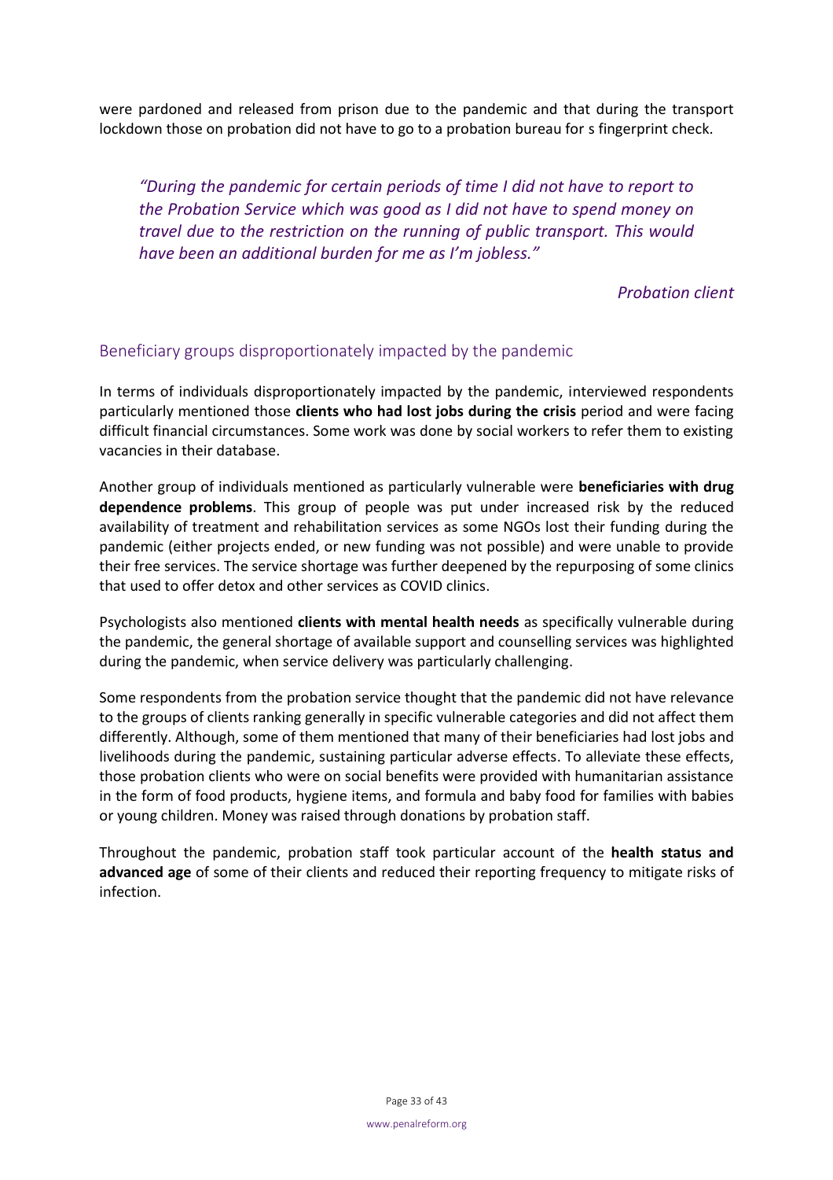were pardoned and released from prison due to the pandemic and that during the transport lockdown those on probation did not have to go to a probation bureau for s fingerprint check.

> *"During the pandemic for certain periods of time I did not have to report to the Probation Service which was good as I did not have to spend money on travel due to the restriction on the running of public transport. This would have been an additional burden for me as I'm jobless."*
>
> *Probation client*

### Beneficiary groups disproportionately impacted by the pandemic

In terms of individuals disproportionately impacted by the pandemic, interviewed respondents particularly mentioned those **clients who had lost jobs during the crisis** period and were facing difficult financial circumstances. Some work was done by social workers to refer them to existing vacancies in their database.

Another group of individuals mentioned as particularly vulnerable were **beneficiaries with drug dependence problems**. This group of people was put under increased risk by the reduced availability of treatment and rehabilitation services as some NGOs lost their funding during the pandemic (either projects ended, or new funding was not possible) and were unable to provide their free services. The service shortage was further deepened by the repurposing of some clinics that used to offer detox and other services as COVID clinics.

Psychologists also mentioned **clients with mental health needs** as specifically vulnerable during the pandemic, the general shortage of available support and counselling services was highlighted during the pandemic, when service delivery was particularly challenging.

Some respondents from the probation service thought that the pandemic did not have relevance to the groups of clients ranking generally in specific vulnerable categories and did not affect them differently. Although, some of them mentioned that many of their beneficiaries had lost jobs and livelihoods during the pandemic, sustaining particular adverse effects. To alleviate these effects, those probation clients who were on social benefits were provided with humanitarian assistance in the form of food products, hygiene items, and formula and baby food for families with babies or young children. Money was raised through donations by probation staff.

Throughout the pandemic, probation staff took particular account of the **health status and advanced age** of some of their clients and reduced their reporting frequency to mitigate risks of infection.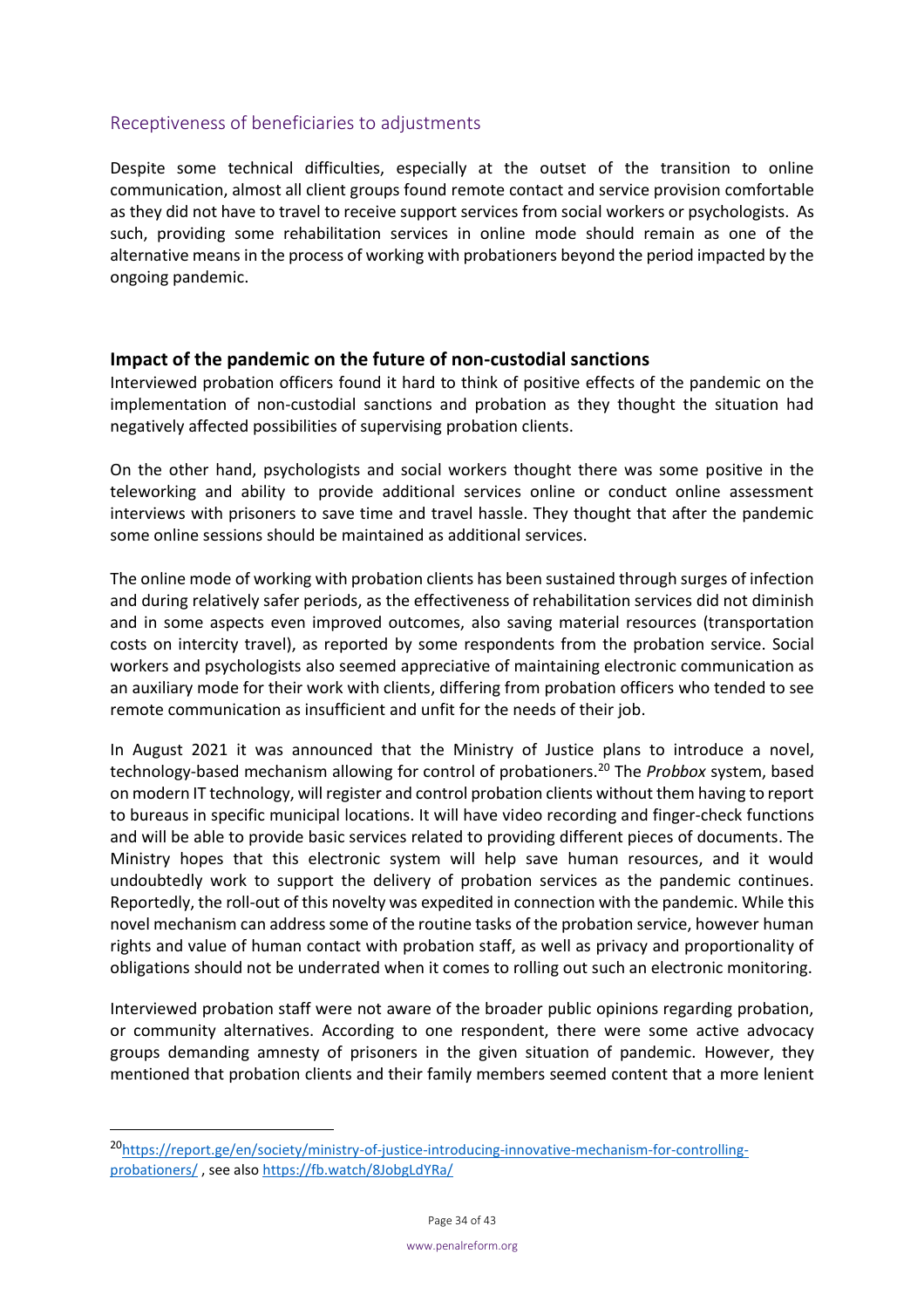## Receptiveness of beneficiaries to adjustments

Despite some technical difficulties, especially at the outset of the transition to online communication, almost all client groups found remote contact and service provision comfortable as they did not have to travel to receive support services from social workers or psychologists. As such, providing some rehabilitation services in online mode should remain as one of the alternative means in the process of working with probationers beyond the period impacted by the ongoing pandemic.

## Impact of the pandemic on the future of non-custodial sanctions

Interviewed probation officers found it hard to think of positive effects of the pandemic on the implementation of non-custodial sanctions and probation as they thought the situation had negatively affected possibilities of supervising probation clients.

On the other hand, psychologists and social workers thought there was some positive in the teleworking and ability to provide additional services online or conduct online assessment interviews with prisoners to save time and travel hassle. They thought that after the pandemic some online sessions should be maintained as additional services.

The online mode of working with probation clients has been sustained through surges of infection and during relatively safer periods, as the effectiveness of rehabilitation services did not diminish and in some aspects even improved outcomes, also saving material resources (transportation costs on intercity travel), as reported by some respondents from the probation service. Social workers and psychologists also seemed appreciative of maintaining electronic communication as an auxiliary mode for their work with clients, differing from probation officers who tended to see remote communication as insufficient and unfit for the needs of their job.

In August 2021 it was announced that the Ministry of Justice plans to introduce a novel, technology-based mechanism allowing for control of probationers.[20] The *Probbox* system, based on modern IT technology, will register and control probation clients without them having to report to bureaus in specific municipal locations. It will have video recording and finger-check functions and will be able to provide basic services related to providing different pieces of documents. The Ministry hopes that this electronic system will help save human resources, and it would undoubtedly work to support the delivery of probation services as the pandemic continues. Reportedly, the roll-out of this novelty was expedited in connection with the pandemic. While this novel mechanism can address some of the routine tasks of the probation service, however human rights and value of human contact with probation staff, as well as privacy and proportionality of obligations should not be underrated when it comes to rolling out such an electronic monitoring.

Interviewed probation staff were not aware of the broader public opinions regarding probation, or community alternatives. According to one respondent, there were some active advocacy groups demanding amnesty of prisoners in the given situation of pandemic. However, they mentioned that probation clients and their family members seemed content that a more lenient

[20] https://report.ge/en/society/ministry-of-justice-introducing-innovative-mechanism-for-controlling-probationers/ , see also https://fb.watch/8JobgLdYRa/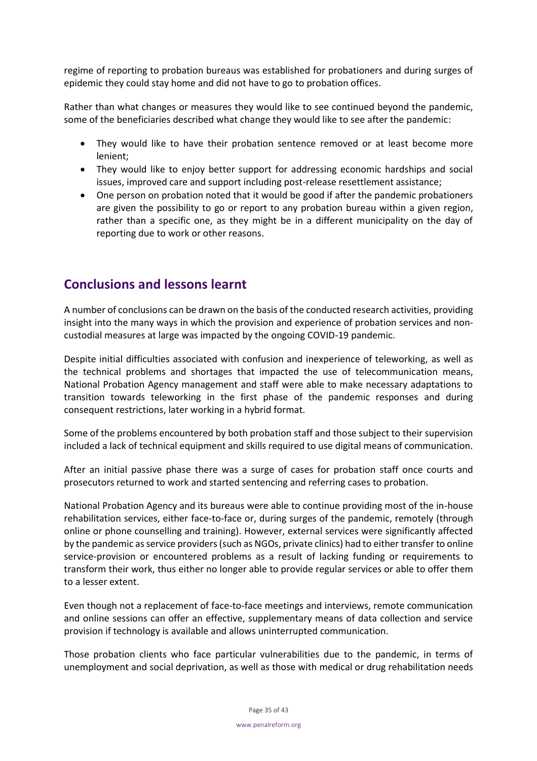regime of reporting to probation bureaus was established for probationers and during surges of epidemic they could stay home and did not have to go to probation offices.

Rather than what changes or measures they would like to see continued beyond the pandemic, some of the beneficiaries described what change they would like to see after the pandemic:

- They would like to have their probation sentence removed or at least become more lenient;
- They would like to enjoy better support for addressing economic hardships and social issues, improved care and support including post-release resettlement assistance;
- One person on probation noted that it would be good if after the pandemic probationers are given the possibility to go or report to any probation bureau within a given region, rather than a specific one, as they might be in a different municipality on the day of reporting due to work or other reasons.

## Conclusions and lessons learnt

A number of conclusions can be drawn on the basis of the conducted research activities, providing insight into the many ways in which the provision and experience of probation services and non-custodial measures at large was impacted by the ongoing COVID-19 pandemic.

Despite initial difficulties associated with confusion and inexperience of teleworking, as well as the technical problems and shortages that impacted the use of telecommunication means, National Probation Agency management and staff were able to make necessary adaptations to transition towards teleworking in the first phase of the pandemic responses and during consequent restrictions, later working in a hybrid format.

Some of the problems encountered by both probation staff and those subject to their supervision included a lack of technical equipment and skills required to use digital means of communication.

After an initial passive phase there was a surge of cases for probation staff once courts and prosecutors returned to work and started sentencing and referring cases to probation.

National Probation Agency and its bureaus were able to continue providing most of the in-house rehabilitation services, either face-to-face or, during surges of the pandemic, remotely (through online or phone counselling and training). However, external services were significantly affected by the pandemic as service providers (such as NGOs, private clinics) had to either transfer to online service-provision or encountered problems as a result of lacking funding or requirements to transform their work, thus either no longer able to provide regular services or able to offer them to a lesser extent.

Even though not a replacement of face-to-face meetings and interviews, remote communication and online sessions can offer an effective, supplementary means of data collection and service provision if technology is available and allows uninterrupted communication.

Those probation clients who face particular vulnerabilities due to the pandemic, in terms of unemployment and social deprivation, as well as those with medical or drug rehabilitation needs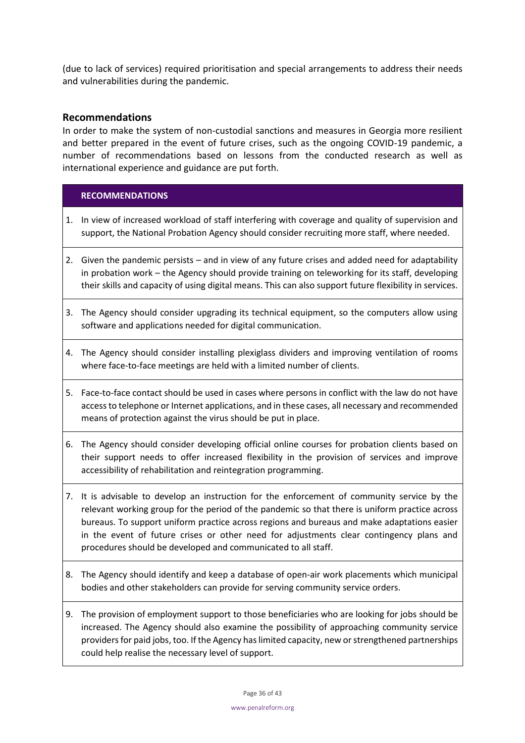(due to lack of services) required prioritisation and special arrangements to address their needs and vulnerabilities during the pandemic.

## Recommendations

In order to make the system of non-custodial sanctions and measures in Georgia more resilient and better prepared in the event of future crises, such as the ongoing COVID-19 pandemic, a number of recommendations based on lessons from the conducted research as well as international experience and guidance are put forth.

| RECOMMENDATIONS |
| --- |
| 1. In view of increased workload of staff interfering with coverage and quality of supervision and support, the National Probation Agency should consider recruiting more staff, where needed. |
| 2. Given the pandemic persists – and in view of any future crises and added need for adaptability in probation work – the Agency should provide training on teleworking for its staff, developing their skills and capacity of using digital means. This can also support future flexibility in services. |
| 3. The Agency should consider upgrading its technical equipment, so the computers allow using software and applications needed for digital communication. |
| 4. The Agency should consider installing plexiglass dividers and improving ventilation of rooms where face-to-face meetings are held with a limited number of clients. |
| 5. Face-to-face contact should be used in cases where persons in conflict with the law do not have access to telephone or Internet applications, and in these cases, all necessary and recommended means of protection against the virus should be put in place. |
| 6. The Agency should consider developing official online courses for probation clients based on their support needs to offer increased flexibility in the provision of services and improve accessibility of rehabilitation and reintegration programming. |
| 7. It is advisable to develop an instruction for the enforcement of community service by the relevant working group for the period of the pandemic so that there is uniform practice across bureaus. To support uniform practice across regions and bureaus and make adaptations easier in the event of future crises or other need for adjustments clear contingency plans and procedures should be developed and communicated to all staff. |
| 8. The Agency should identify and keep a database of open-air work placements which municipal bodies and other stakeholders can provide for serving community service orders. |
| 9. The provision of employment support to those beneficiaries who are looking for jobs should be increased. The Agency should also examine the possibility of approaching community service providers for paid jobs, too. If the Agency has limited capacity, new or strengthened partnerships could help realise the necessary level of support. |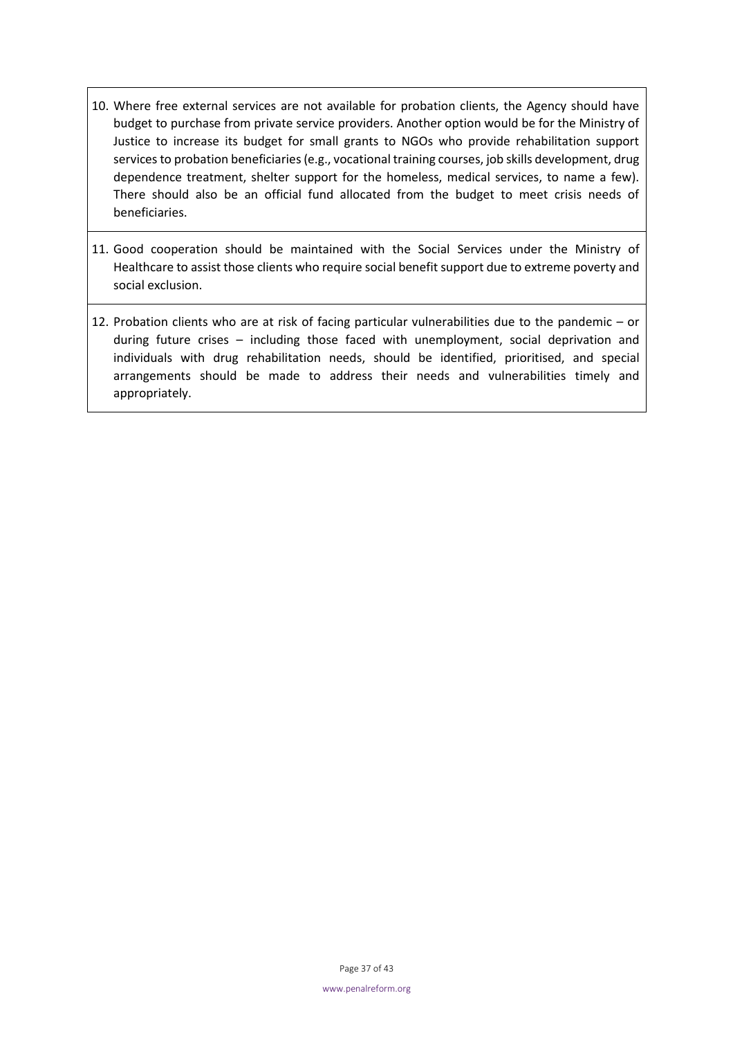10. Where free external services are not available for probation clients, the Agency should have budget to purchase from private service providers. Another option would be for the Ministry of Justice to increase its budget for small grants to NGOs who provide rehabilitation support services to probation beneficiaries (e.g., vocational training courses, job skills development, drug dependence treatment, shelter support for the homeless, medical services, to name a few). There should also be an official fund allocated from the budget to meet crisis needs of beneficiaries.

11. Good cooperation should be maintained with the Social Services under the Ministry of Healthcare to assist those clients who require social benefit support due to extreme poverty and social exclusion.

12. Probation clients who are at risk of facing particular vulnerabilities due to the pandemic – or during future crises – including those faced with unemployment, social deprivation and individuals with drug rehabilitation needs, should be identified, prioritised, and special arrangements should be made to address their needs and vulnerabilities timely and appropriately.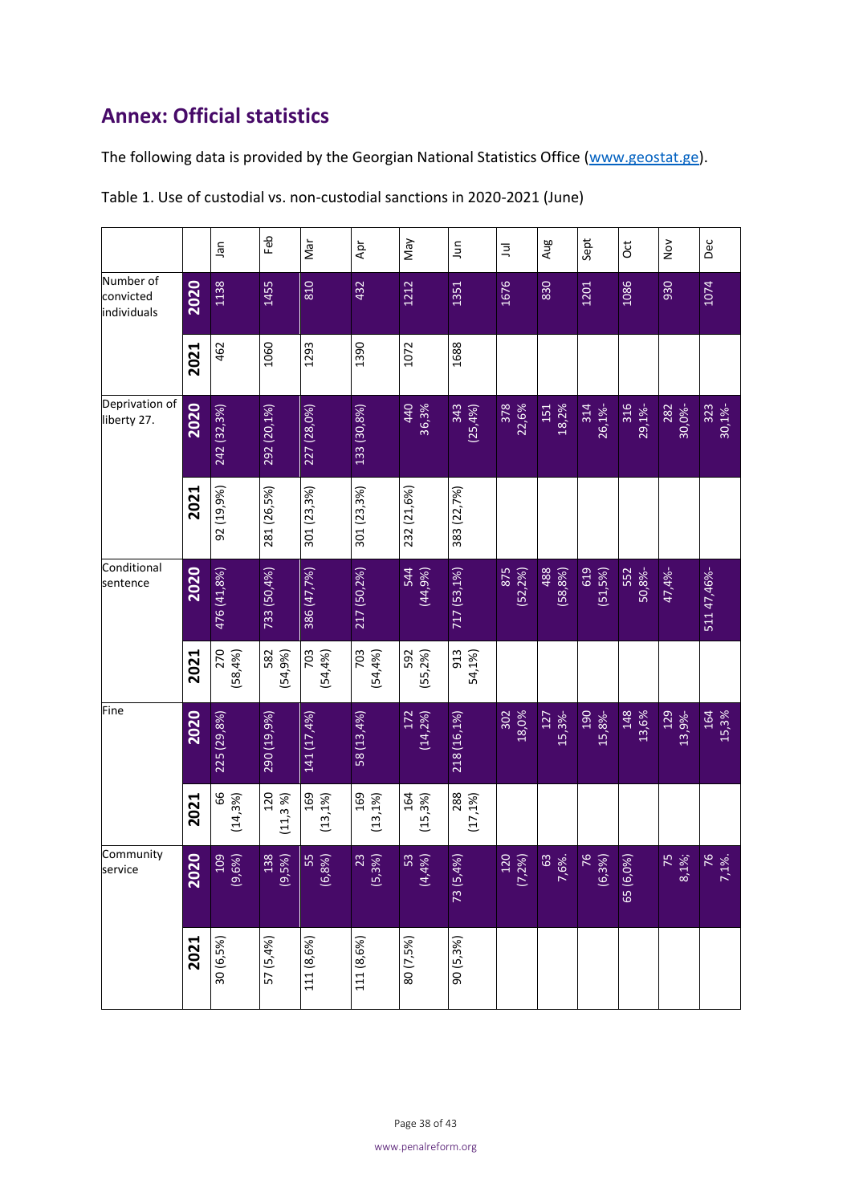## Annex: Official statistics

The following data is provided by the Georgian National Statistics Office (www.geostat.ge).

Table 1. Use of custodial vs. non-custodial sanctions in 2020-2021 (June)

| | | Jan | Feb | Mar | Apr | May | Jun | Jul | Aug | Sept | Oct | Nov | Dec |
|---|---|---|---|---|---|---|---|---|---|---|---|---|---|
| Number of convicted individuals | 2020 | 1138 | 1455 | 810 | 432 | 1212 | 1351 | 1676 | 830 | 1201 | 1086 | 930 | 1074 |
| | 2021 | 462 | 1060 | 1293 | 1390 | 1072 | 1688 | | | | | | |
| Deprivation of liberty 27. | 2020 | 242 (32,3%) | 292 (20,1%) | 227 (28,0%) | 133 (30,8%) | 440 36,3% | 343 (25,4%) | 378 22,6% | 151 18,2% | 314 26,1%- | 316 29,1%- | 282 30,0%- | 323 30,1%- |
| | 2021 | 92 (19,9%) | 281 (26,5%) | 301 (23,3%) | 301 (23,3%) | 232 (21,6%) | 383 (22,7%) | | | | | | |
| Conditional sentence | 2020 | 476 (41,8%) | 733 (50,4%) | 386 (47,7%) | 217 (50,2%) | 544 (44,9%) | 717 (53,1%) | 875 (52,2%) | 488 (58,8%) | 619 (51,5%) | 552 50,8%- | 47,4%- | 511 47,46%- |
| | 2021 | 270 (58,4%) | 582 (54,9%) | 703 (54,4%) | 703 (54,4%) | 592 (55,2%) | 913 54,1%) | | | | | | |
| Fine | 2020 | 225 (29,8%) | 290 (19,9%) | 141 (17,4%) | 58 (13,4%) | 172 (14,2%) | 218 (16,1%) | 302 18,0% | 127 15,3%- | 190 15,8%- | 148 13,6% | 129 13,9%- | 164 15,3% |
| | 2021 | 66 (14,3%) | 120 (11,3 %) | 169 (13,1%) | 169 (13,1%) | 164 (15,3%) | 288 (17,1%) | | | | | | |
| Community service | 2020 | 109 (9,6%) | 138 (9,5%) | 55 (6,8%) | 23 (5,3%) | 53 (4,4%) | 73 (5,4%) | 120 (7,2%) | 63 7,6%. | 76 (6,3%) | 65 (6,0%) | 75 8,1%; | 76 7,1%. |
| | 2021 | 30 (6,5%) | 57 (5,4%) | 111 (8,6%) | 111 (8,6%) | 80 (7,5%) | 90 (5,3%) | | | | | | |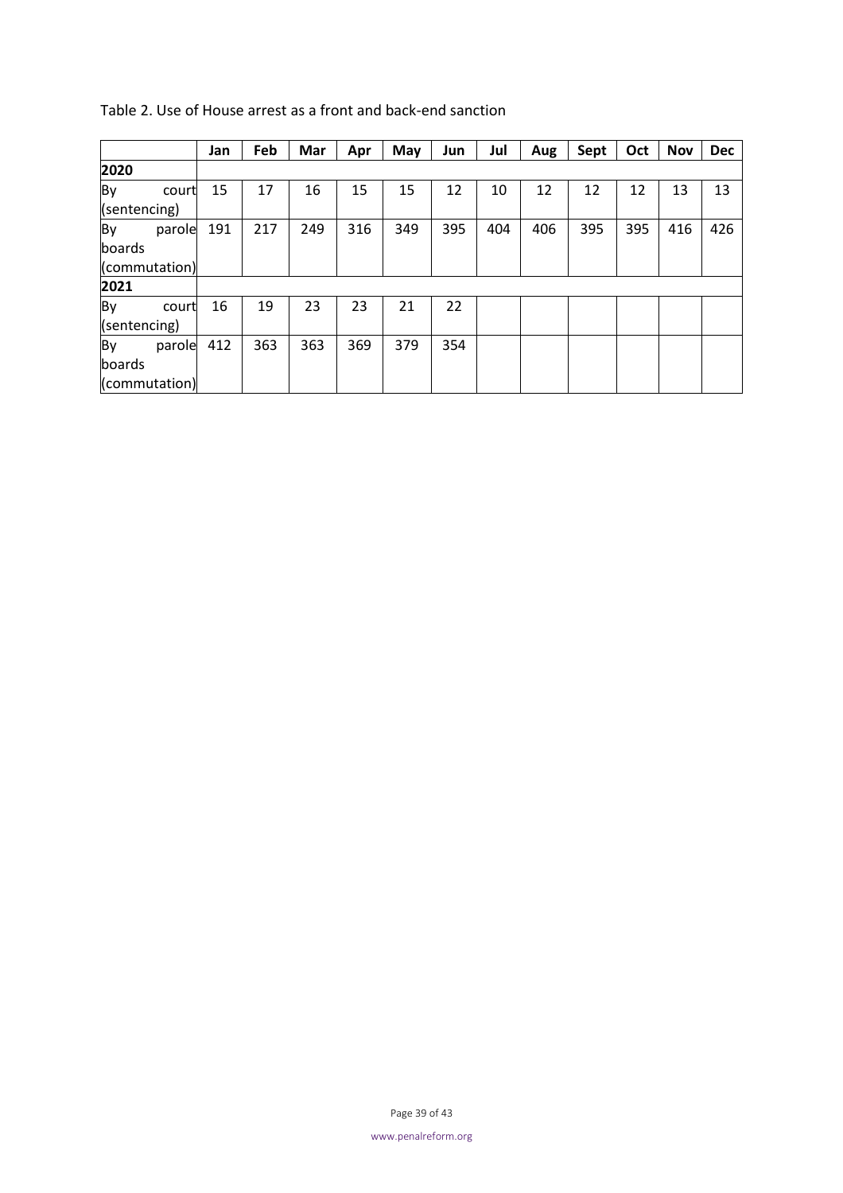Table 2. Use of House arrest as a front and back-end sanction

| | Jan | Feb | Mar | Apr | May | Jun | Jul | Aug | Sept | Oct | Nov | Dec |
|---|---|---|---|---|---|---|---|---|---|---|---|---|
| **2020** | | | | | | | | | | | | |
| By court (sentencing) | 15 | 17 | 16 | 15 | 15 | 12 | 10 | 12 | 12 | 12 | 13 | 13 |
| By parole boards (commutation) | 191 | 217 | 249 | 316 | 349 | 395 | 404 | 406 | 395 | 395 | 416 | 426 |
| **2021** | | | | | | | | | | | | |
| By court (sentencing) | 16 | 19 | 23 | 23 | 21 | 22 | | | | | | |
| By parole boards (commutation) | 412 | 363 | 363 | 369 | 379 | 354 | | | | | | |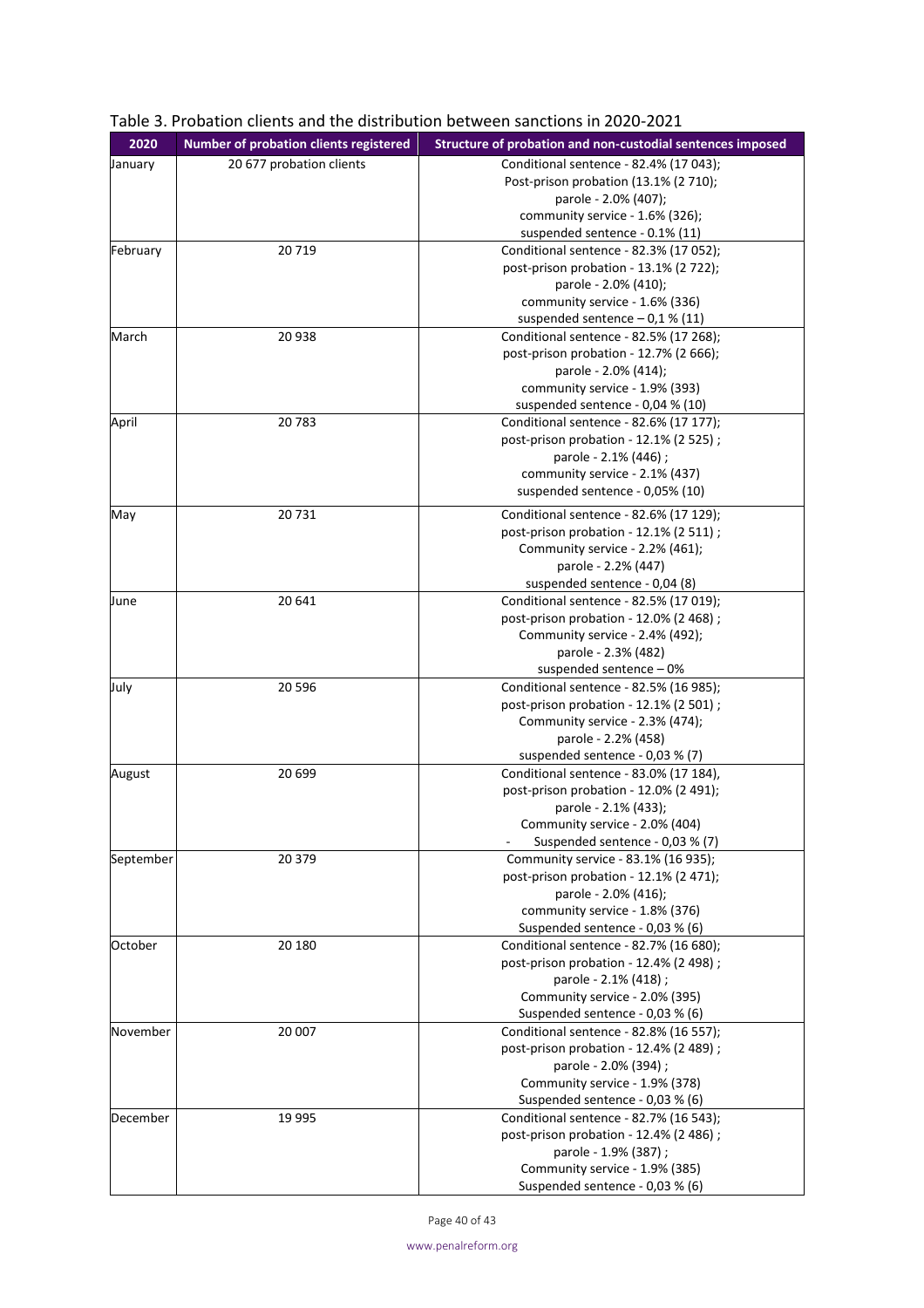Table 3. Probation clients and the distribution between sanctions in 2020-2021

| 2020 | Number of probation clients registered | Structure of probation and non-custodial sentences imposed |
|---|---|---|
| January | 20 677 probation clients | Conditional sentence - 82.4% (17 043);<br>Post-prison probation (13.1% (2 710);<br>parole - 2.0% (407);<br>community service - 1.6% (326);<br>suspended sentence - 0.1% (11) |
| February | 20 719 | Conditional sentence - 82.3% (17 052);<br>post-prison probation - 13.1% (2 722);<br>parole - 2.0% (410);<br>community service - 1.6% (336)<br>suspended sentence – 0,1 % (11) |
| March | 20 938 | Conditional sentence - 82.5% (17 268);<br>post-prison probation - 12.7% (2 666);<br>parole - 2.0% (414);<br>community service - 1.9% (393)<br>suspended sentence - 0,04 % (10) |
| April | 20 783 | Conditional sentence - 82.6% (17 177);<br>post-prison probation - 12.1% (2 525) ;<br>parole - 2.1% (446) ;<br>community service - 2.1% (437)<br>suspended sentence - 0,05% (10) |
| May | 20 731 | Conditional sentence - 82.6% (17 129);<br>post-prison probation - 12.1% (2 511) ;<br>Community service - 2.2% (461);<br>parole - 2.2% (447)<br>suspended sentence - 0,04 (8) |
| June | 20 641 | Conditional sentence - 82.5% (17 019);<br>post-prison probation - 12.0% (2 468) ;<br>Community service - 2.4% (492);<br>parole - 2.3% (482)<br>suspended sentence – 0% |
| July | 20 596 | Conditional sentence - 82.5% (16 985);<br>post-prison probation - 12.1% (2 501) ;<br>Community service - 2.3% (474);<br>parole - 2.2% (458)<br>suspended sentence - 0,03 % (7) |
| August | 20 699 | Conditional sentence - 83.0% (17 184),<br>post-prison probation - 12.0% (2 491);<br>parole - 2.1% (433);<br>Community service - 2.0% (404)<br>- Suspended sentence - 0,03 % (7) |
| September | 20 379 | Community service - 83.1% (16 935);<br>post-prison probation - 12.1% (2 471);<br>parole - 2.0% (416);<br>community service - 1.8% (376)<br>Suspended sentence - 0,03 % (6) |
| October | 20 180 | Conditional sentence - 82.7% (16 680);<br>post-prison probation - 12.4% (2 498) ;<br>parole - 2.1% (418) ;<br>Community service - 2.0% (395)<br>Suspended sentence - 0,03 % (6) |
| November | 20 007 | Conditional sentence - 82.8% (16 557);<br>post-prison probation - 12.4% (2 489) ;<br>parole - 2.0% (394) ;<br>Community service - 1.9% (378)<br>Suspended sentence - 0,03 % (6) |
| December | 19 995 | Conditional sentence - 82.7% (16 543);<br>post-prison probation - 12.4% (2 486) ;<br>parole - 1.9% (387) ;<br>Community service - 1.9% (385)<br>Suspended sentence - 0,03 % (6) |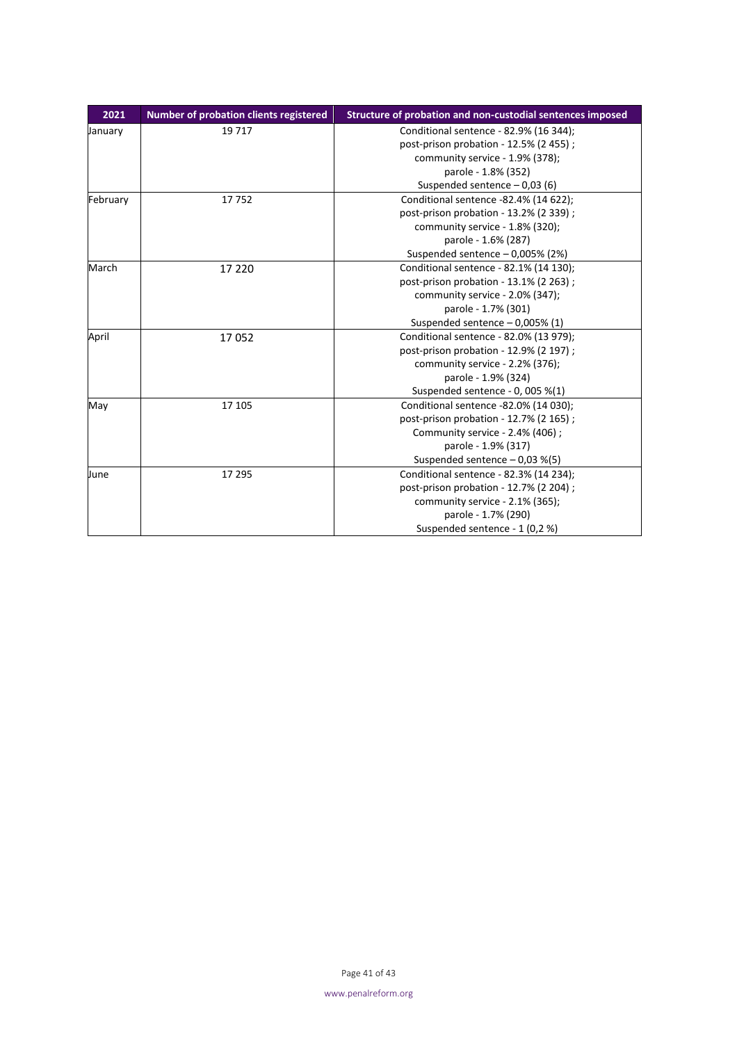| 2021 | Number of probation clients registered | Structure of probation and non-custodial sentences imposed |
|---|---|---|
| January | 19 717 | Conditional sentence - 82.9% (16 344);<br>post-prison probation - 12.5% (2 455) ;<br>community service - 1.9% (378);<br>parole - 1.8% (352)<br>Suspended sentence – 0,03 (6) |
| February | 17 752 | Conditional sentence -82.4% (14 622);<br>post-prison probation - 13.2% (2 339) ;<br>community service - 1.8% (320);<br>parole - 1.6% (287)<br>Suspended sentence – 0,005% (2%) |
| March | 17 220 | Conditional sentence - 82.1% (14 130);<br>post-prison probation - 13.1% (2 263) ;<br>community service - 2.0% (347);<br>parole - 1.7% (301)<br>Suspended sentence – 0,005% (1) |
| April | 17 052 | Conditional sentence - 82.0% (13 979);<br>post-prison probation - 12.9% (2 197) ;<br>community service - 2.2% (376);<br>parole - 1.9% (324)<br>Suspended sentence - 0, 005 %(1) |
| May | 17 105 | Conditional sentence -82.0% (14 030);<br>post-prison probation - 12.7% (2 165) ;<br>Community service - 2.4% (406) ;<br>parole - 1.9% (317)<br>Suspended sentence – 0,03 %(5) |
| June | 17 295 | Conditional sentence - 82.3% (14 234);<br>post-prison probation - 12.7% (2 204) ;<br>community service - 2.1% (365);<br>parole - 1.7% (290)<br>Suspended sentence - 1 (0,2 %) |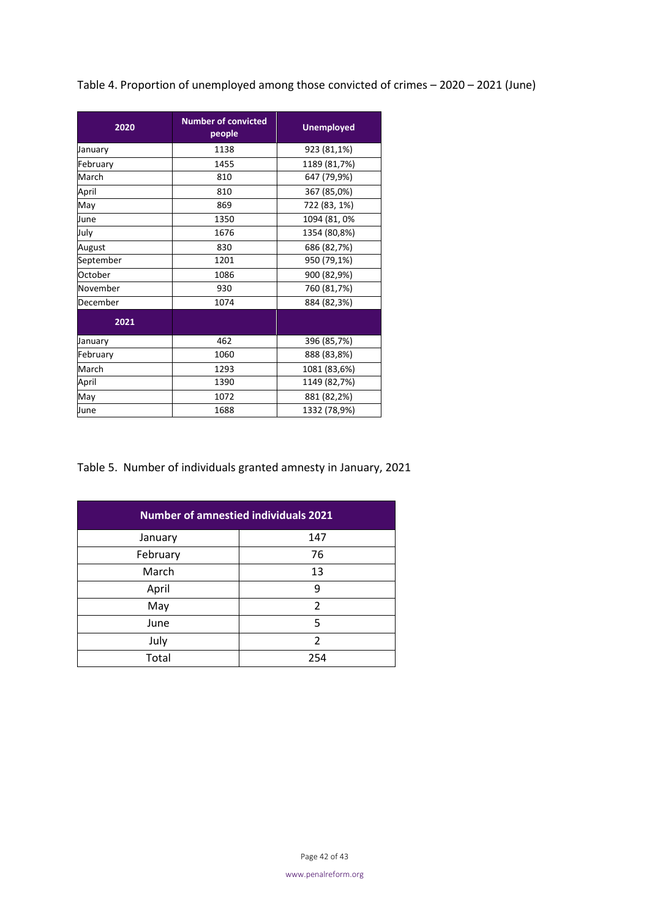Table 4. Proportion of unemployed among those convicted of crimes – 2020 – 2021 (June)

| 2020 | Number of convicted people | Unemployed |
|---|---|---|
| January | 1138 | 923 (81,1%) |
| February | 1455 | 1189 (81,7%) |
| March | 810 | 647 (79,9%) |
| April | 810 | 367 (85,0%) |
| May | 869 | 722 (83, 1%) |
| June | 1350 | 1094 (81, 0% |
| July | 1676 | 1354 (80,8%) |
| August | 830 | 686 (82,7%) |
| September | 1201 | 950 (79,1%) |
| October | 1086 | 900 (82,9%) |
| November | 930 | 760 (81,7%) |
| December | 1074 | 884 (82,3%) |
| **2021** | | |
| January | 462 | 396 (85,7%) |
| February | 1060 | 888 (83,8%) |
| March | 1293 | 1081 (83,6%) |
| April | 1390 | 1149 (82,7%) |
| May | 1072 | 881 (82,2%) |
| June | 1688 | 1332 (78,9%) |

Table 5. Number of individuals granted amnesty in January, 2021

| Number of amnestied individuals 2021 | |
|---|---|
| January | 147 |
| February | 76 |
| March | 13 |
| April | 9 |
| May | 2 |
| June | 5 |
| July | 2 |
| Total | 254 |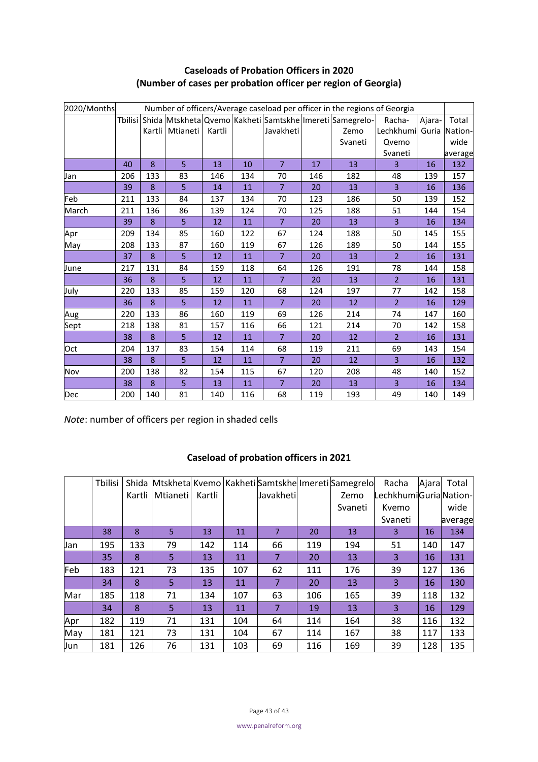**Caseloads of Probation Officers in 2020**
**(Number of cases per probation officer per region of Georgia)**

| 2020/Months | Number of officers/Average caseload per officer in the regions of Georgia | | | | | | | | | | |
|---|---|---|---|---|---|---|---|---|---|---|---|
| | Tbilisi | Shida Kartli | Mtskheta Mtianeti | Qvemo Kartli | Kakheti | Samtskhe Javakheti | Imereti | Samegrelo-Zemo Svaneti | Racha-Lechkhumi Qvemo Svaneti | Ajara-Guria | Total Nation-wide average |
| | 40 | 8 | 5 | 13 | 10 | 7 | 17 | 13 | 3 | 16 | 132 |
| Jan | 206 | 133 | 83 | 146 | 134 | 70 | 146 | 182 | 48 | 139 | 157 |
| | 39 | 8 | 5 | 14 | 11 | 7 | 20 | 13 | 3 | 16 | 136 |
| Feb | 211 | 133 | 84 | 137 | 134 | 70 | 123 | 186 | 50 | 139 | 152 |
| March | 211 | 136 | 86 | 139 | 124 | 70 | 125 | 188 | 51 | 144 | 154 |
| | 39 | 8 | 5 | 12 | 11 | 7 | 20 | 13 | 3 | 16 | 134 |
| Apr | 209 | 134 | 85 | 160 | 122 | 67 | 124 | 188 | 50 | 145 | 155 |
| May | 208 | 133 | 87 | 160 | 119 | 67 | 126 | 189 | 50 | 144 | 155 |
| | 37 | 8 | 5 | 12 | 11 | 7 | 20 | 13 | 2 | 16 | 131 |
| June | 217 | 131 | 84 | 159 | 118 | 64 | 126 | 191 | 78 | 144 | 158 |
| | 36 | 8 | 5 | 12 | 11 | 7 | 20 | 13 | 2 | 16 | 131 |
| July | 220 | 133 | 85 | 159 | 120 | 68 | 124 | 197 | 77 | 142 | 158 |
| | 36 | 8 | 5 | 12 | 11 | 7 | 20 | 12 | 2 | 16 | 129 |
| Aug | 220 | 133 | 86 | 160 | 119 | 69 | 126 | 214 | 74 | 147 | 160 |
| Sept | 218 | 138 | 81 | 157 | 116 | 66 | 121 | 214 | 70 | 142 | 158 |
| | 38 | 8 | 5 | 12 | 11 | 7 | 20 | 12 | 2 | 16 | 131 |
| Oct | 204 | 137 | 83 | 154 | 114 | 68 | 119 | 211 | 69 | 143 | 154 |
| | 38 | 8 | 5 | 12 | 11 | 7 | 20 | 12 | 3 | 16 | 132 |
| Nov | 200 | 138 | 82 | 154 | 115 | 67 | 120 | 208 | 48 | 140 | 152 |
| | 38 | 8 | 5 | 13 | 11 | 7 | 20 | 13 | 3 | 16 | 134 |
| Dec | 200 | 140 | 81 | 140 | 116 | 68 | 119 | 193 | 49 | 140 | 149 |

*Note*: number of officers per region in shaded cells

**Caseload of probation officers in 2021**

| | Tbilisi | Shida Kartli | Mtskheta Mtianeti | Kvemo Kartli | Kakheti | Samtskhe Javakheti | Imereti | Samegrelo Zemo Svaneti | Racha Lechkhumi Kvemo Svaneti | Ajara Guria | Total Nation-wide average |
|---|---|---|---|---|---|---|---|---|---|---|---|
| | 38 | 8 | 5 | 13 | 11 | 7 | 20 | 13 | 3 | 16 | 134 |
| Jan | 195 | 133 | 79 | 142 | 114 | 66 | 119 | 194 | 51 | 140 | 147 |
| | 35 | 8 | 5 | 13 | 11 | 7 | 20 | 13 | 3 | 16 | 131 |
| Feb | 183 | 121 | 73 | 135 | 107 | 62 | 111 | 176 | 39 | 127 | 136 |
| | 34 | 8 | 5 | 13 | 11 | 7 | 20 | 13 | 3 | 16 | 130 |
| Mar | 185 | 118 | 71 | 134 | 107 | 63 | 106 | 165 | 39 | 118 | 132 |
| | 34 | 8 | 5 | 13 | 11 | 7 | 19 | 13 | 3 | 16 | 129 |
| Apr | 182 | 119 | 71 | 131 | 104 | 64 | 114 | 164 | 38 | 116 | 132 |
| May | 181 | 121 | 73 | 131 | 104 | 67 | 114 | 167 | 38 | 117 | 133 |
| Jun | 181 | 126 | 76 | 131 | 103 | 69 | 116 | 169 | 39 | 128 | 135 |